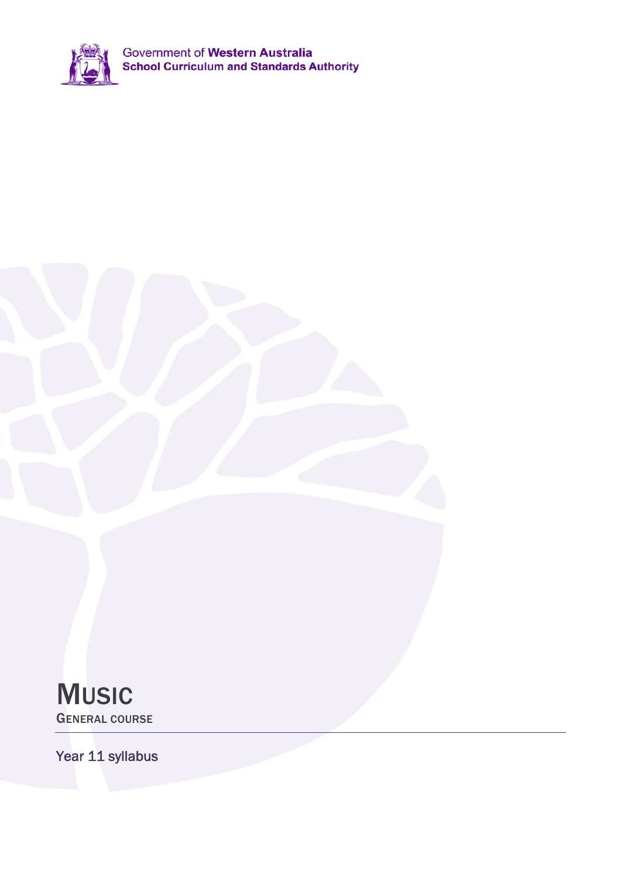Government of **Western Australia**
**School Curriculum and Standards Authority**

# Music

GENERAL COURSE

Year 11 syllabus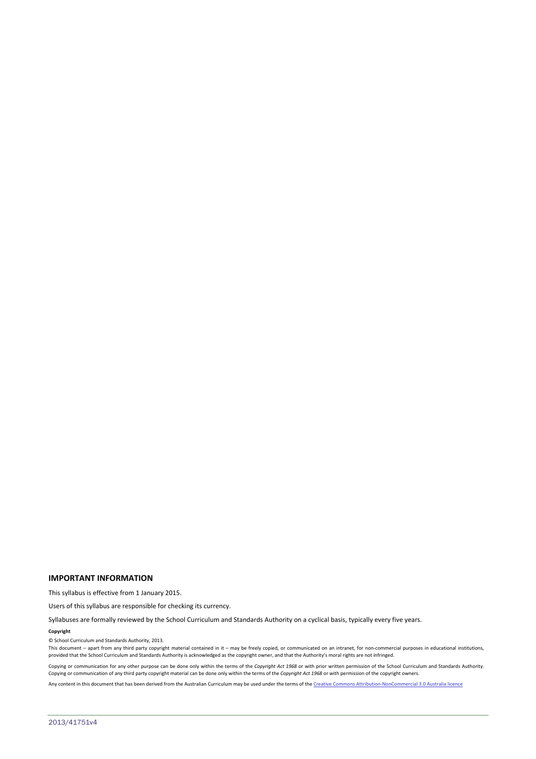## IMPORTANT INFORMATION

This syllabus is effective from 1 January 2015.

Users of this syllabus are responsible for checking its currency.

Syllabuses are formally reviewed by the School Curriculum and Standards Authority on a cyclical basis, typically every five years.

**Copyright**

© School Curriculum and Standards Authority, 2013.

This document – apart from any third party copyright material contained in it – may be freely copied, or communicated on an intranet, for non-commercial purposes in educational institutions, provided that the School Curriculum and Standards Authority is acknowledged as the copyright owner, and that the Authority's moral rights are not infringed.

Copying or communication for any other purpose can be done only within the terms of the *Copyright Act 1968* or with prior written permission of the School Curriculum and Standards Authority. Copying or communication of any third party copyright material can be done only within the terms of the *Copyright Act 1968* or with permission of the copyright owners.

Any content in this document that has been derived from the Australian Curriculum may be used under the terms of the Creative Commons Attribution-NonCommercial 3.0 Australia licence

2013/41751v4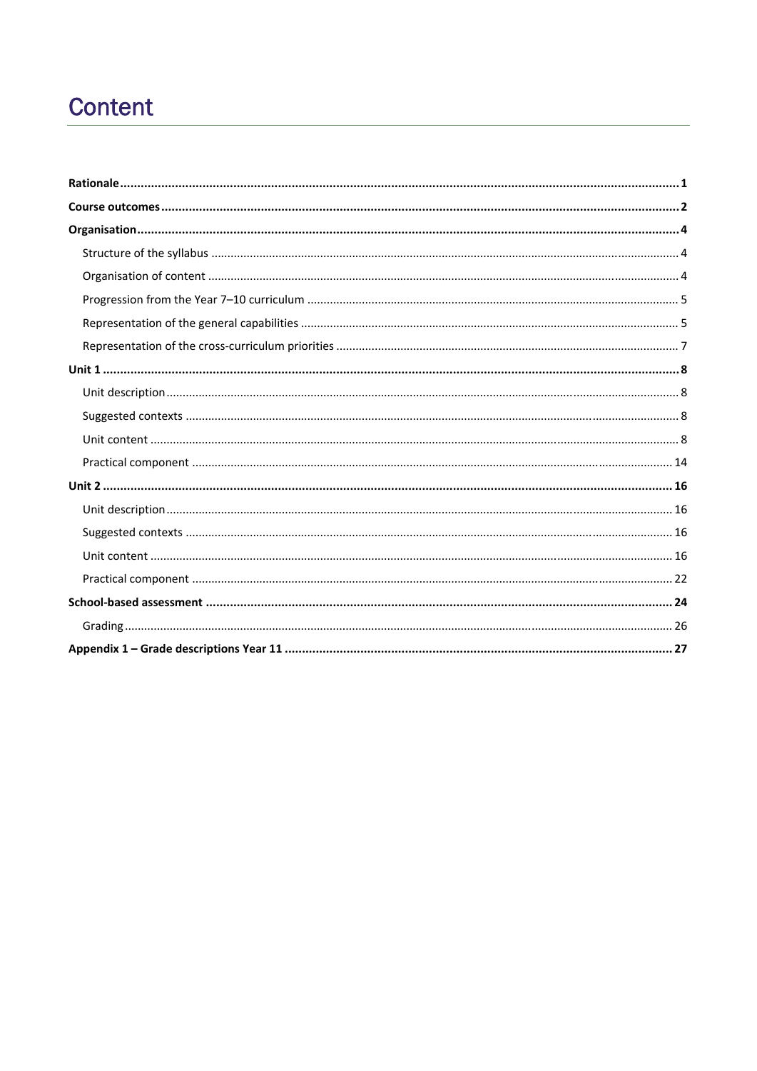# Content

**Rationale** ..... **1**

**Course outcomes** ..... **2**

**Organisation** ..... **4**

- Structure of the syllabus ..... 4
- Organisation of content ..... 4
- Progression from the Year 7–10 curriculum ..... 5
- Representation of the general capabilities ..... 5
- Representation of the cross-curriculum priorities ..... 7

**Unit 1** ..... **8**

- Unit description ..... 8
- Suggested contexts ..... 8
- Unit content ..... 8
- Practical component ..... 14

**Unit 2** ..... **16**

- Unit description ..... 16
- Suggested contexts ..... 16
- Unit content ..... 16
- Practical component ..... 22

**School-based assessment** ..... **24**

- Grading ..... 26

**Appendix 1 – Grade descriptions Year 11** ..... **27**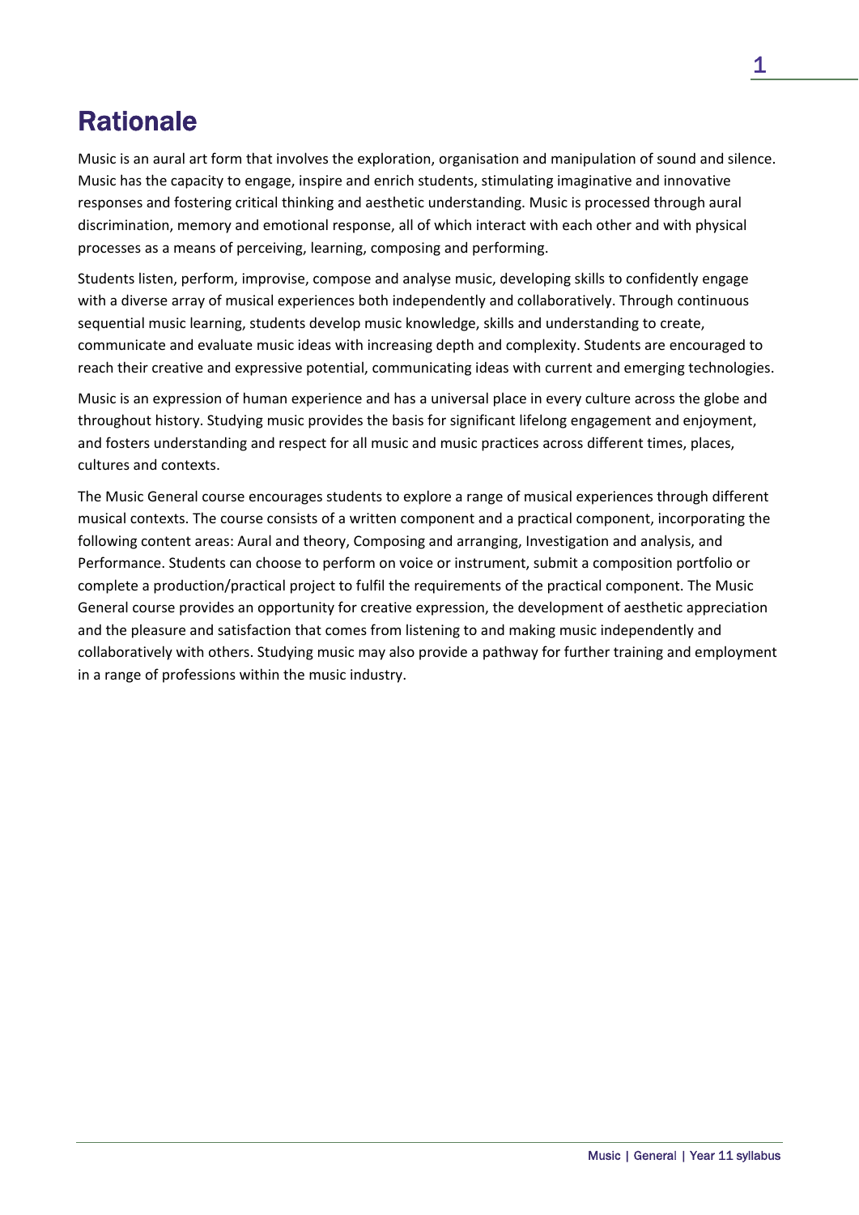# Rationale

Music is an aural art form that involves the exploration, organisation and manipulation of sound and silence. Music has the capacity to engage, inspire and enrich students, stimulating imaginative and innovative responses and fostering critical thinking and aesthetic understanding. Music is processed through aural discrimination, memory and emotional response, all of which interact with each other and with physical processes as a means of perceiving, learning, composing and performing.

Students listen, perform, improvise, compose and analyse music, developing skills to confidently engage with a diverse array of musical experiences both independently and collaboratively. Through continuous sequential music learning, students develop music knowledge, skills and understanding to create, communicate and evaluate music ideas with increasing depth and complexity. Students are encouraged to reach their creative and expressive potential, communicating ideas with current and emerging technologies.

Music is an expression of human experience and has a universal place in every culture across the globe and throughout history. Studying music provides the basis for significant lifelong engagement and enjoyment, and fosters understanding and respect for all music and music practices across different times, places, cultures and contexts.

The Music General course encourages students to explore a range of musical experiences through different musical contexts. The course consists of a written component and a practical component, incorporating the following content areas: Aural and theory, Composing and arranging, Investigation and analysis, and Performance. Students can choose to perform on voice or instrument, submit a composition portfolio or complete a production/practical project to fulfil the requirements of the practical component. The Music General course provides an opportunity for creative expression, the development of aesthetic appreciation and the pleasure and satisfaction that comes from listening to and making music independently and collaboratively with others. Studying music may also provide a pathway for further training and employment in a range of professions within the music industry.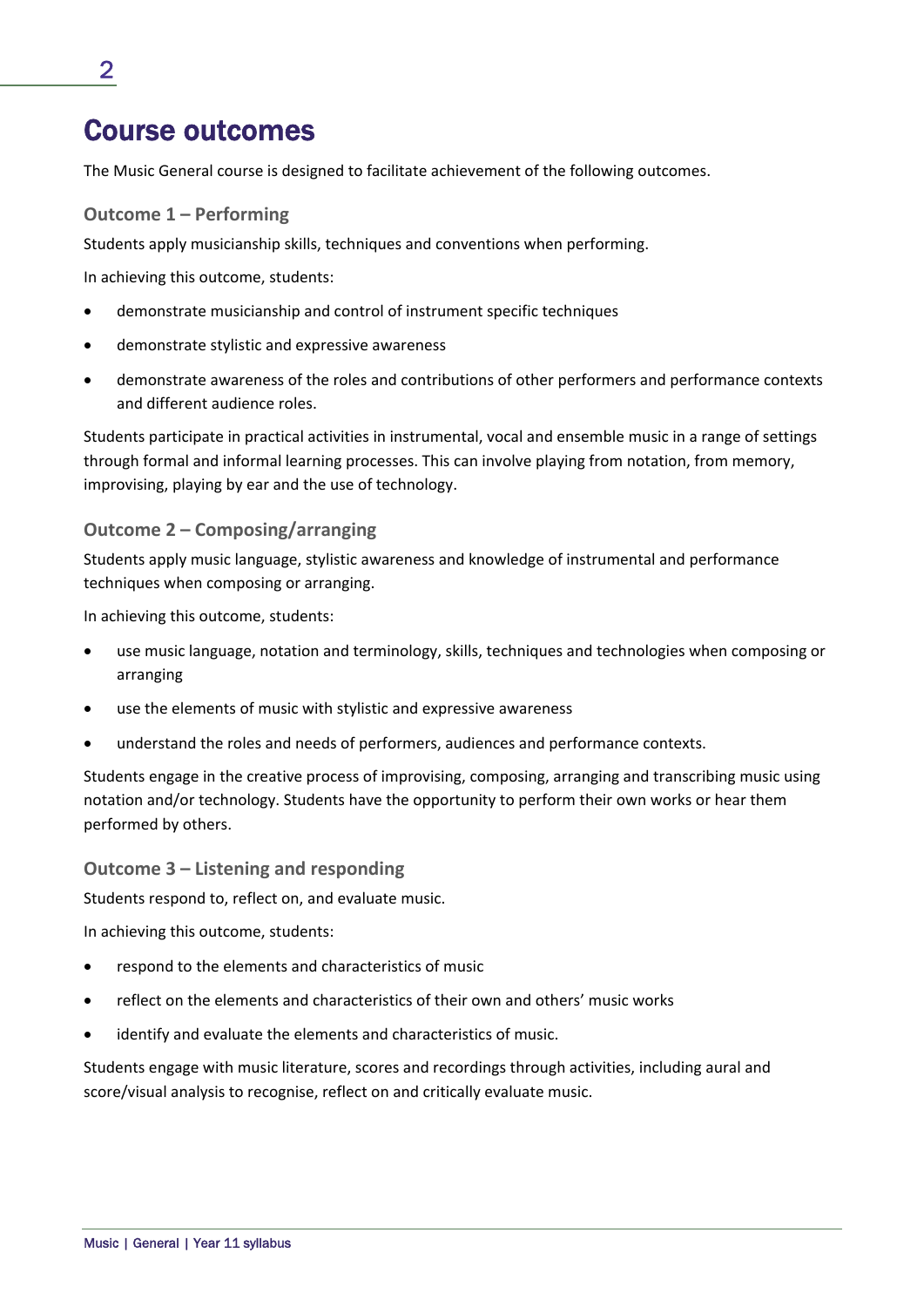# Course outcomes

The Music General course is designed to facilitate achievement of the following outcomes.

### Outcome 1 – Performing

Students apply musicianship skills, techniques and conventions when performing.

In achieving this outcome, students:

- demonstrate musicianship and control of instrument specific techniques
- demonstrate stylistic and expressive awareness
- demonstrate awareness of the roles and contributions of other performers and performance contexts and different audience roles.

Students participate in practical activities in instrumental, vocal and ensemble music in a range of settings through formal and informal learning processes. This can involve playing from notation, from memory, improvising, playing by ear and the use of technology.

### Outcome 2 – Composing/arranging

Students apply music language, stylistic awareness and knowledge of instrumental and performance techniques when composing or arranging.

In achieving this outcome, students:

- use music language, notation and terminology, skills, techniques and technologies when composing or arranging
- use the elements of music with stylistic and expressive awareness
- understand the roles and needs of performers, audiences and performance contexts.

Students engage in the creative process of improvising, composing, arranging and transcribing music using notation and/or technology. Students have the opportunity to perform their own works or hear them performed by others.

### Outcome 3 – Listening and responding

Students respond to, reflect on, and evaluate music.

In achieving this outcome, students:

- respond to the elements and characteristics of music
- reflect on the elements and characteristics of their own and others' music works
- identify and evaluate the elements and characteristics of music.

Students engage with music literature, scores and recordings through activities, including aural and score/visual analysis to recognise, reflect on and critically evaluate music.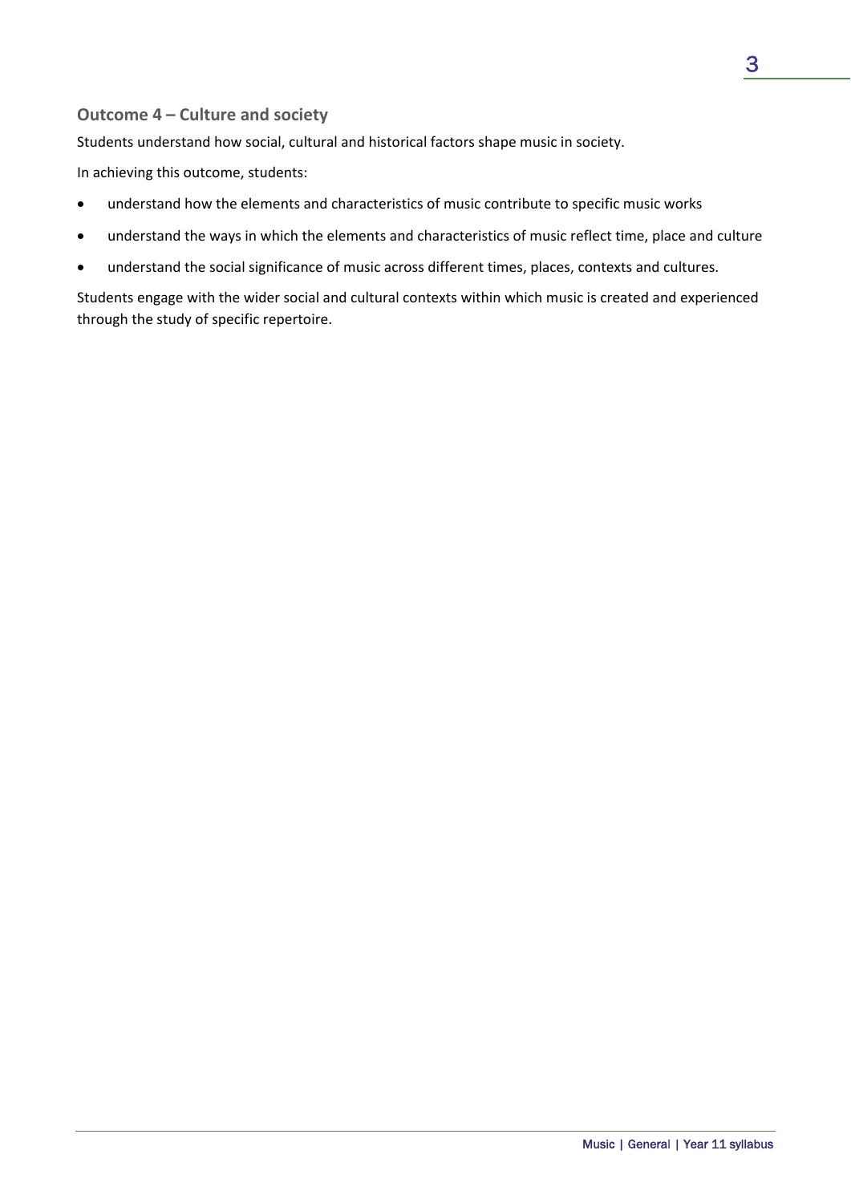### Outcome 4 – Culture and society

Students understand how social, cultural and historical factors shape music in society.

In achieving this outcome, students:

- understand how the elements and characteristics of music contribute to specific music works
- understand the ways in which the elements and characteristics of music reflect time, place and culture
- understand the social significance of music across different times, places, contexts and cultures.

Students engage with the wider social and cultural contexts within which music is created and experienced through the study of specific repertoire.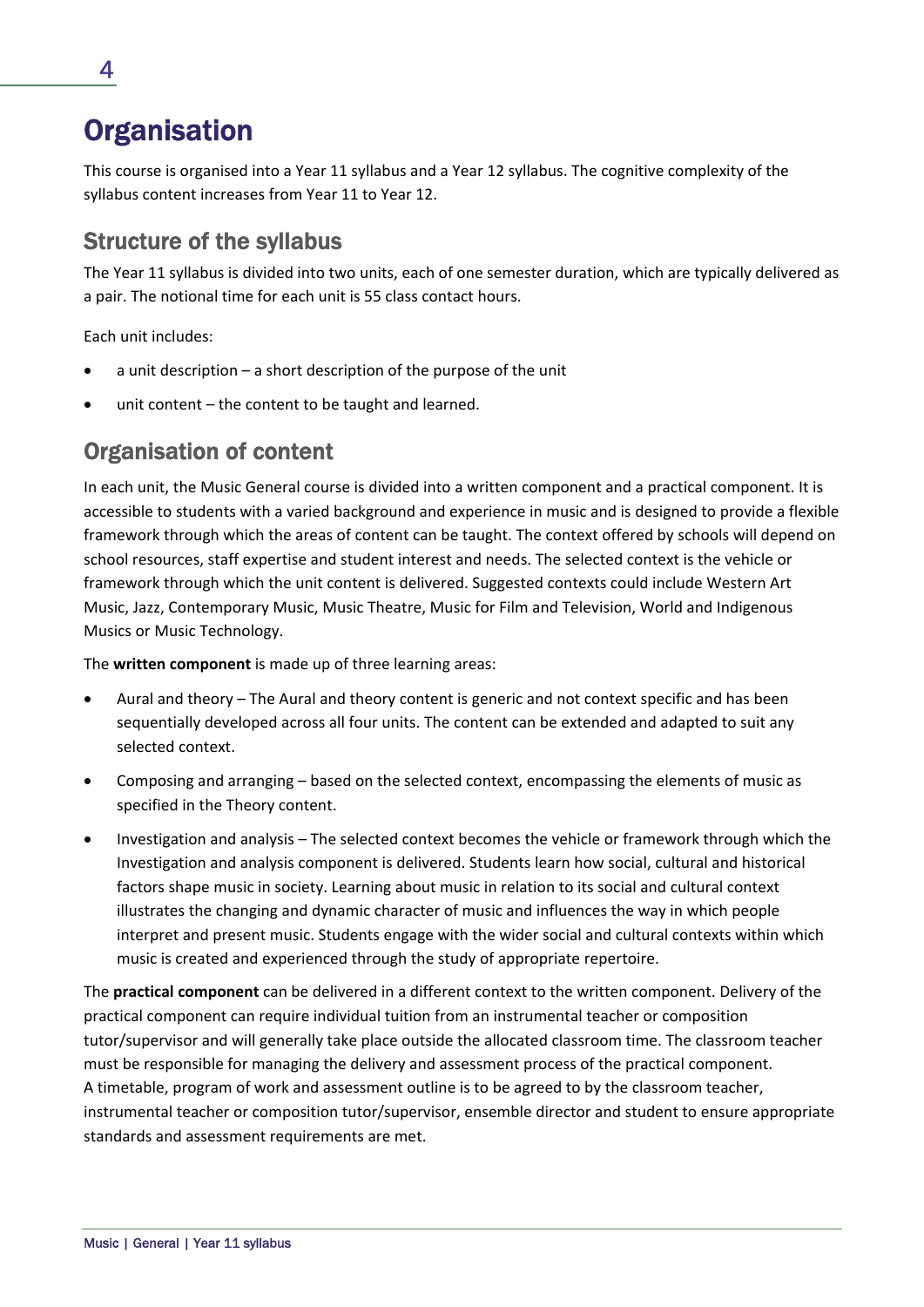# Organisation

This course is organised into a Year 11 syllabus and a Year 12 syllabus. The cognitive complexity of the syllabus content increases from Year 11 to Year 12.

## Structure of the syllabus

The Year 11 syllabus is divided into two units, each of one semester duration, which are typically delivered as a pair. The notional time for each unit is 55 class contact hours.

Each unit includes:

- a unit description – a short description of the purpose of the unit
- unit content – the content to be taught and learned.

## Organisation of content

In each unit, the Music General course is divided into a written component and a practical component. It is accessible to students with a varied background and experience in music and is designed to provide a flexible framework through which the areas of content can be taught. The context offered by schools will depend on school resources, staff expertise and student interest and needs. The selected context is the vehicle or framework through which the unit content is delivered. Suggested contexts could include Western Art Music, Jazz, Contemporary Music, Music Theatre, Music for Film and Television, World and Indigenous Musics or Music Technology.

The **written component** is made up of three learning areas:

- Aural and theory – The Aural and theory content is generic and not context specific and has been sequentially developed across all four units. The content can be extended and adapted to suit any selected context.
- Composing and arranging – based on the selected context, encompassing the elements of music as specified in the Theory content.
- Investigation and analysis – The selected context becomes the vehicle or framework through which the Investigation and analysis component is delivered. Students learn how social, cultural and historical factors shape music in society. Learning about music in relation to its social and cultural context illustrates the changing and dynamic character of music and influences the way in which people interpret and present music. Students engage with the wider social and cultural contexts within which music is created and experienced through the study of appropriate repertoire.

The **practical component** can be delivered in a different context to the written component. Delivery of the practical component can require individual tuition from an instrumental teacher or composition tutor/supervisor and will generally take place outside the allocated classroom time. The classroom teacher must be responsible for managing the delivery and assessment process of the practical component. A timetable, program of work and assessment outline is to be agreed to by the classroom teacher, instrumental teacher or composition tutor/supervisor, ensemble director and student to ensure appropriate standards and assessment requirements are met.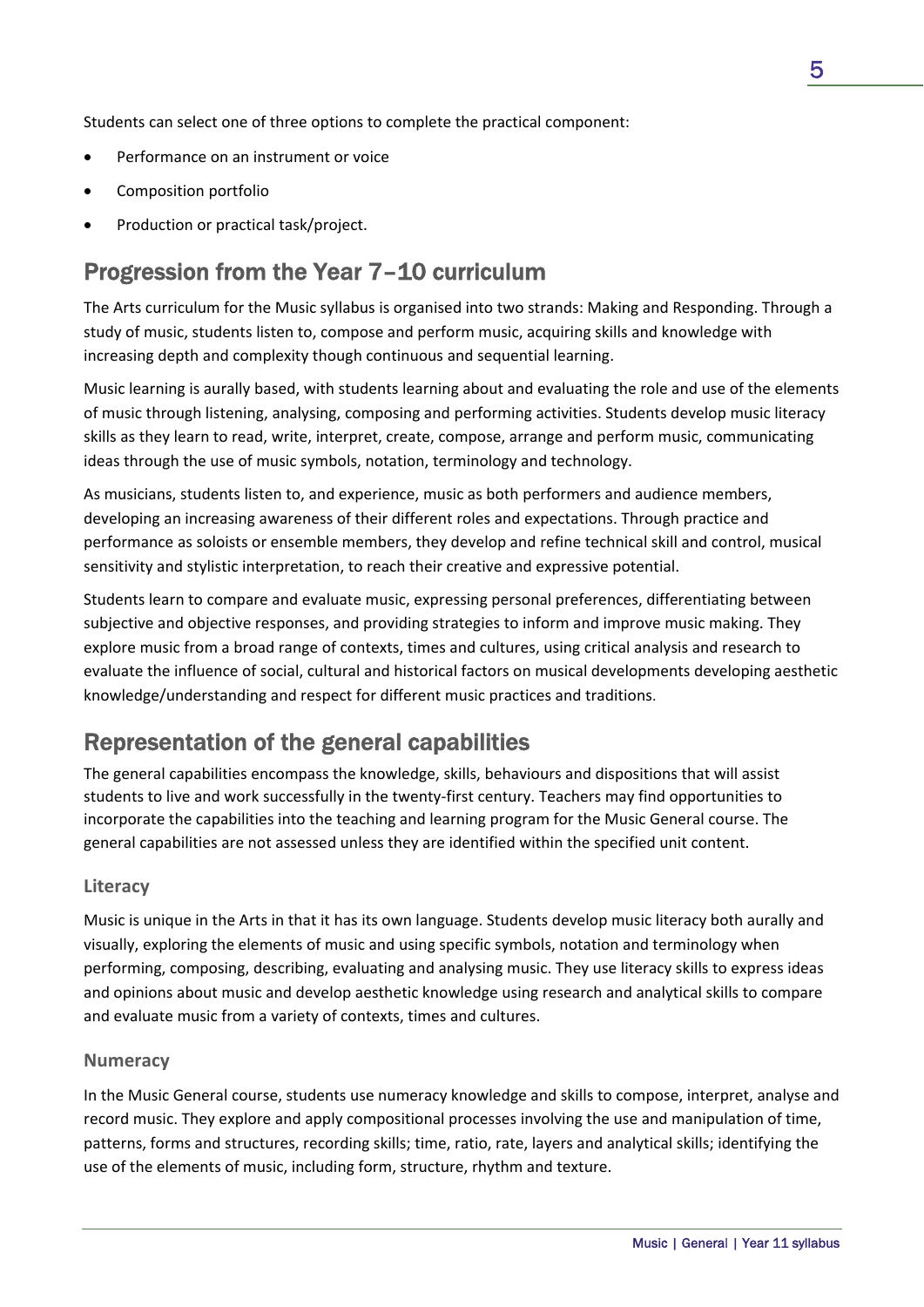Students can select one of three options to complete the practical component:

- Performance on an instrument or voice
- Composition portfolio
- Production or practical task/project.

## Progression from the Year 7–10 curriculum

The Arts curriculum for the Music syllabus is organised into two strands: Making and Responding. Through a study of music, students listen to, compose and perform music, acquiring skills and knowledge with increasing depth and complexity though continuous and sequential learning.

Music learning is aurally based, with students learning about and evaluating the role and use of the elements of music through listening, analysing, composing and performing activities. Students develop music literacy skills as they learn to read, write, interpret, create, compose, arrange and perform music, communicating ideas through the use of music symbols, notation, terminology and technology.

As musicians, students listen to, and experience, music as both performers and audience members, developing an increasing awareness of their different roles and expectations. Through practice and performance as soloists or ensemble members, they develop and refine technical skill and control, musical sensitivity and stylistic interpretation, to reach their creative and expressive potential.

Students learn to compare and evaluate music, expressing personal preferences, differentiating between subjective and objective responses, and providing strategies to inform and improve music making. They explore music from a broad range of contexts, times and cultures, using critical analysis and research to evaluate the influence of social, cultural and historical factors on musical developments developing aesthetic knowledge/understanding and respect for different music practices and traditions.

## Representation of the general capabilities

The general capabilities encompass the knowledge, skills, behaviours and dispositions that will assist students to live and work successfully in the twenty-first century. Teachers may find opportunities to incorporate the capabilities into the teaching and learning program for the Music General course. The general capabilities are not assessed unless they are identified within the specified unit content.

### Literacy

Music is unique in the Arts in that it has its own language. Students develop music literacy both aurally and visually, exploring the elements of music and using specific symbols, notation and terminology when performing, composing, describing, evaluating and analysing music. They use literacy skills to express ideas and opinions about music and develop aesthetic knowledge using research and analytical skills to compare and evaluate music from a variety of contexts, times and cultures.

### Numeracy

In the Music General course, students use numeracy knowledge and skills to compose, interpret, analyse and record music. They explore and apply compositional processes involving the use and manipulation of time, patterns, forms and structures, recording skills; time, ratio, rate, layers and analytical skills; identifying the use of the elements of music, including form, structure, rhythm and texture.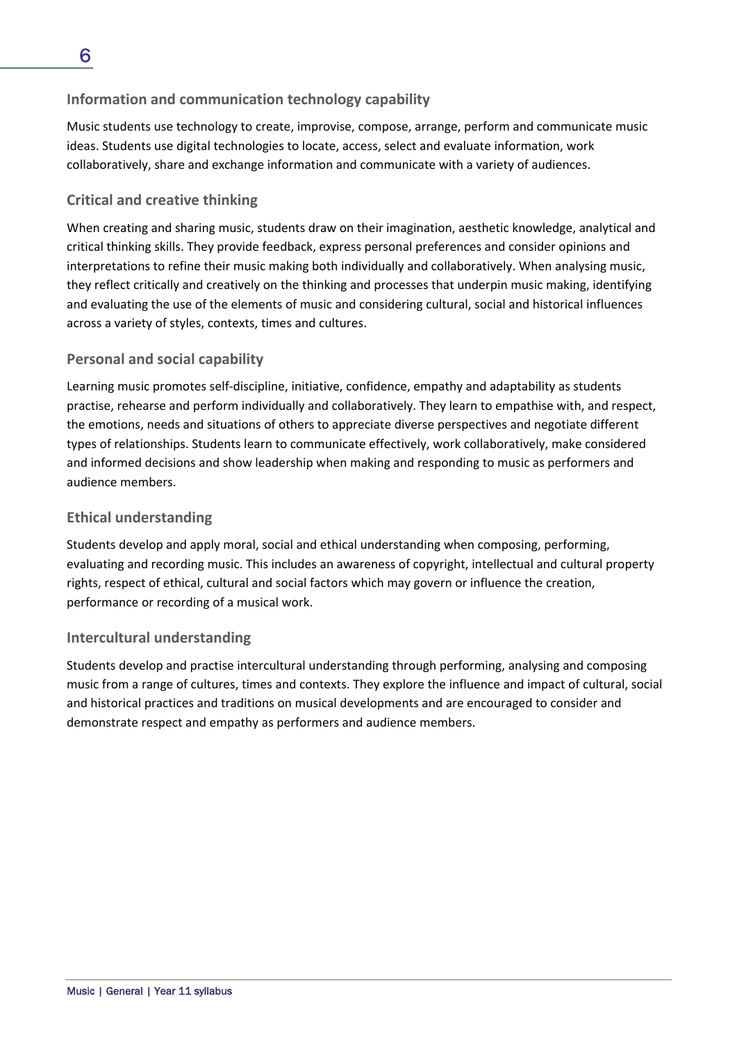### Information and communication technology capability

Music students use technology to create, improvise, compose, arrange, perform and communicate music ideas. Students use digital technologies to locate, access, select and evaluate information, work collaboratively, share and exchange information and communicate with a variety of audiences.

### Critical and creative thinking

When creating and sharing music, students draw on their imagination, aesthetic knowledge, analytical and critical thinking skills. They provide feedback, express personal preferences and consider opinions and interpretations to refine their music making both individually and collaboratively. When analysing music, they reflect critically and creatively on the thinking and processes that underpin music making, identifying and evaluating the use of the elements of music and considering cultural, social and historical influences across a variety of styles, contexts, times and cultures.

### Personal and social capability

Learning music promotes self-discipline, initiative, confidence, empathy and adaptability as students practise, rehearse and perform individually and collaboratively. They learn to empathise with, and respect, the emotions, needs and situations of others to appreciate diverse perspectives and negotiate different types of relationships. Students learn to communicate effectively, work collaboratively, make considered and informed decisions and show leadership when making and responding to music as performers and audience members.

### Ethical understanding

Students develop and apply moral, social and ethical understanding when composing, performing, evaluating and recording music. This includes an awareness of copyright, intellectual and cultural property rights, respect of ethical, cultural and social factors which may govern or influence the creation, performance or recording of a musical work.

### Intercultural understanding

Students develop and practise intercultural understanding through performing, analysing and composing music from a range of cultures, times and contexts. They explore the influence and impact of cultural, social and historical practices and traditions on musical developments and are encouraged to consider and demonstrate respect and empathy as performers and audience members.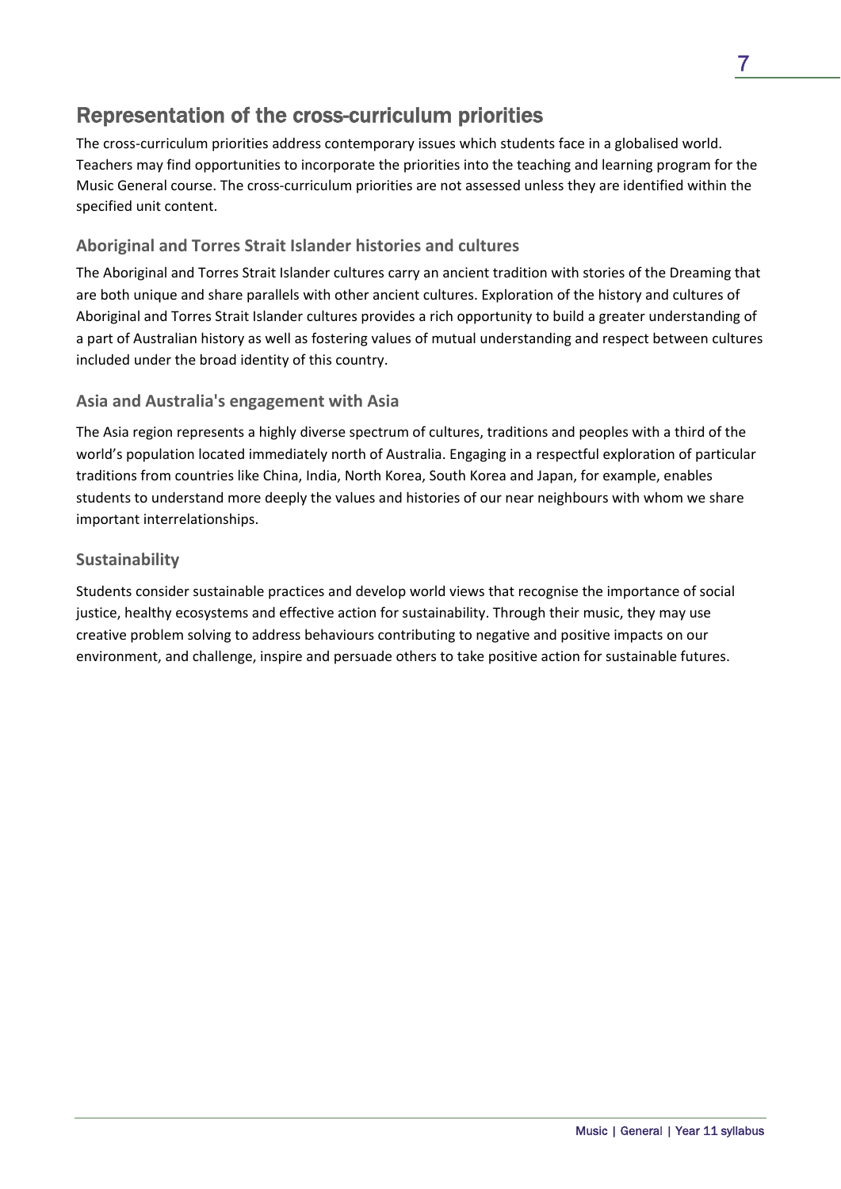## Representation of the cross-curriculum priorities

The cross-curriculum priorities address contemporary issues which students face in a globalised world. Teachers may find opportunities to incorporate the priorities into the teaching and learning program for the Music General course. The cross-curriculum priorities are not assessed unless they are identified within the specified unit content.

### Aboriginal and Torres Strait Islander histories and cultures

The Aboriginal and Torres Strait Islander cultures carry an ancient tradition with stories of the Dreaming that are both unique and share parallels with other ancient cultures. Exploration of the history and cultures of Aboriginal and Torres Strait Islander cultures provides a rich opportunity to build a greater understanding of a part of Australian history as well as fostering values of mutual understanding and respect between cultures included under the broad identity of this country.

### Asia and Australia's engagement with Asia

The Asia region represents a highly diverse spectrum of cultures, traditions and peoples with a third of the world's population located immediately north of Australia. Engaging in a respectful exploration of particular traditions from countries like China, India, North Korea, South Korea and Japan, for example, enables students to understand more deeply the values and histories of our near neighbours with whom we share important interrelationships.

### Sustainability

Students consider sustainable practices and develop world views that recognise the importance of social justice, healthy ecosystems and effective action for sustainability. Through their music, they may use creative problem solving to address behaviours contributing to negative and positive impacts on our environment, and challenge, inspire and persuade others to take positive action for sustainable futures.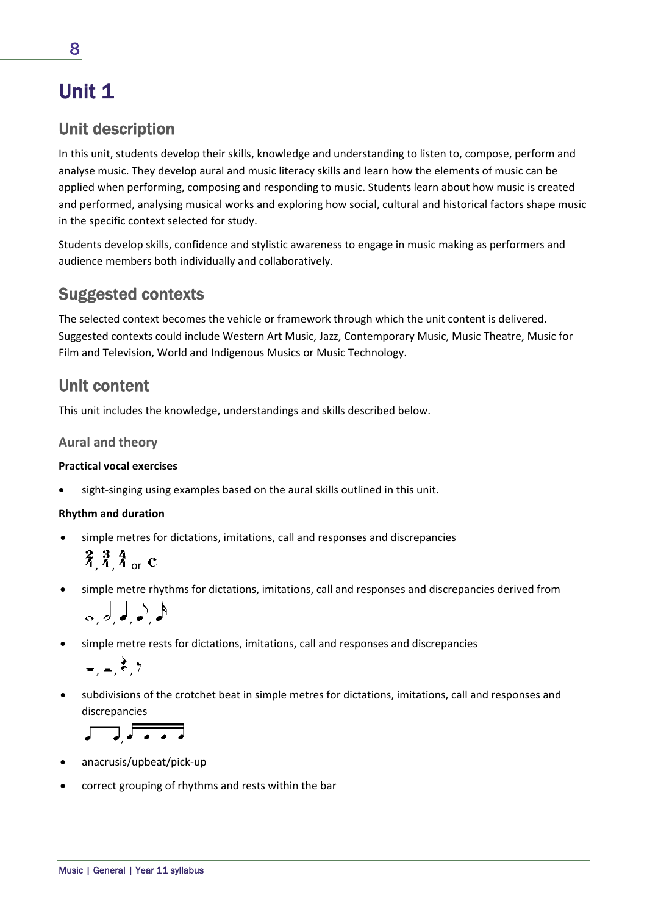# Unit 1

## Unit description

In this unit, students develop their skills, knowledge and understanding to listen to, compose, perform and analyse music. They develop aural and music literacy skills and learn how the elements of music can be applied when performing, composing and responding to music. Students learn about how music is created and performed, analysing musical works and exploring how social, cultural and historical factors shape music in the specific context selected for study.

Students develop skills, confidence and stylistic awareness to engage in music making as performers and audience members both individually and collaboratively.

## Suggested contexts

The selected context becomes the vehicle or framework through which the unit content is delivered. Suggested contexts could include Western Art Music, Jazz, Contemporary Music, Music Theatre, Music for Film and Television, World and Indigenous Musics or Music Technology.

## Unit content

This unit includes the knowledge, understandings and skills described below.

### Aural and theory

**Practical vocal exercises**

- sight-singing using examples based on the aural skills outlined in this unit.

**Rhythm and duration**

- simple metres for dictations, imitations, call and responses and discrepancies
  2/4, 3/4, 4/4 or C
- simple metre rhythms for dictations, imitations, call and responses and discrepancies derived from
  𝅝, 𝅗𝅥, ♩, ♪, 𝅘𝅥𝅯
- simple metre rests for dictations, imitations, call and responses and discrepancies
  𝄻, 𝄼, 𝄽, 𝄾
- subdivisions of the crotchet beat in simple metres for dictations, imitations, call and responses and discrepancies
  ♫, 𝅘𝅥𝅯𝅘𝅥𝅯𝅘𝅥𝅯𝅘𝅥𝅯
- anacrusis/upbeat/pick-up
- correct grouping of rhythms and rests within the bar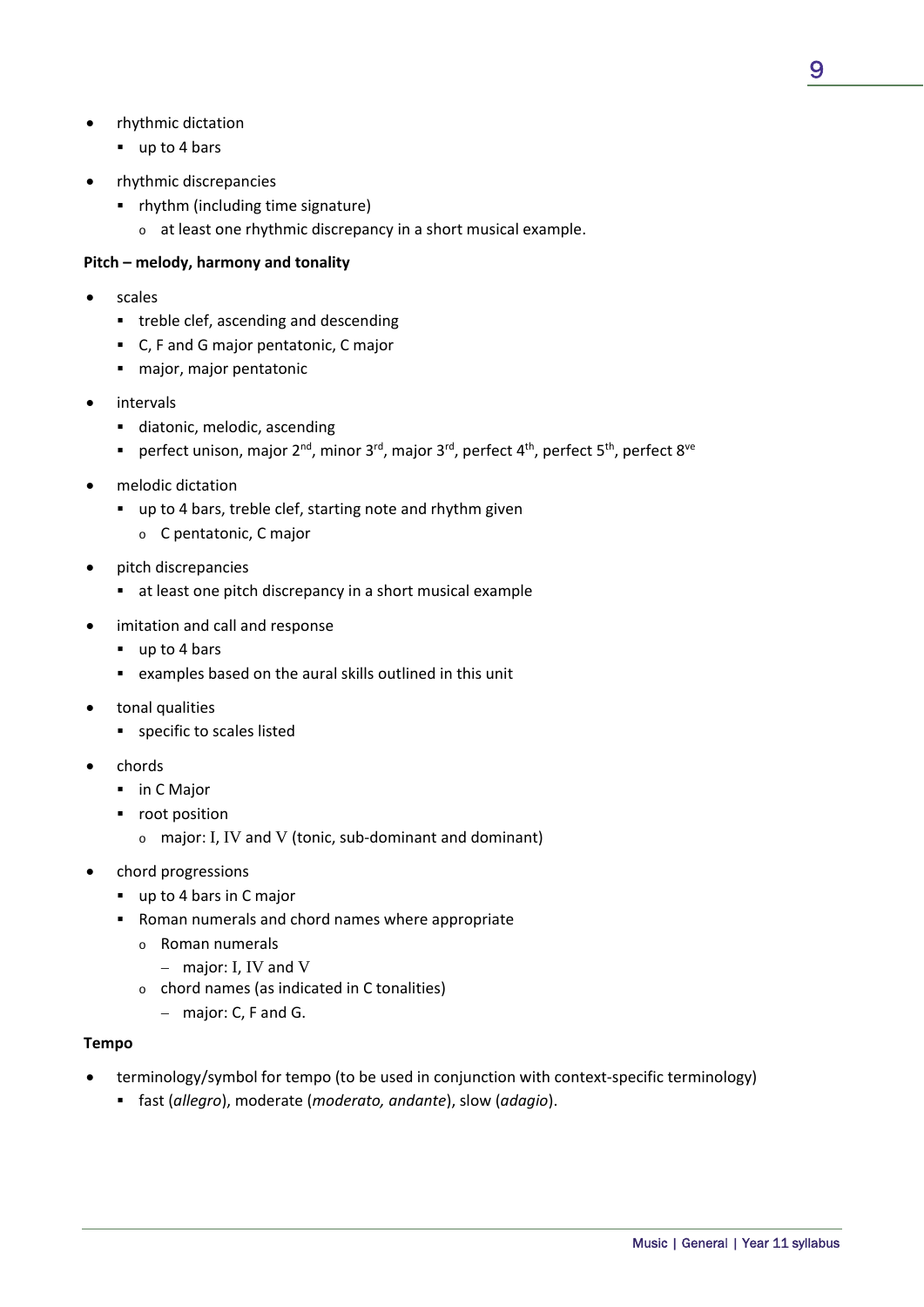- rhythmic dictation
  - up to 4 bars
- rhythmic discrepancies
  - rhythm (including time signature)
    - at least one rhythmic discrepancy in a short musical example.

**Pitch – melody, harmony and tonality**

- scales
  - treble clef, ascending and descending
  - C, F and G major pentatonic, C major
  - major, major pentatonic
- intervals
  - diatonic, melodic, ascending
  - perfect unison, major 2nd, minor 3rd, major 3rd, perfect 4th, perfect 5th, perfect 8ve
- melodic dictation
  - up to 4 bars, treble clef, starting note and rhythm given
    - C pentatonic, C major
- pitch discrepancies
  - at least one pitch discrepancy in a short musical example
- imitation and call and response
  - up to 4 bars
  - examples based on the aural skills outlined in this unit
- tonal qualities
  - specific to scales listed
- chords
  - in C Major
  - root position
    - major: I, IV and V (tonic, sub-dominant and dominant)
- chord progressions
  - up to 4 bars in C major
  - Roman numerals and chord names where appropriate
    - Roman numerals
      - major: I, IV and V
    - chord names (as indicated in C tonalities)
      - major: C, F and G.

**Tempo**

- terminology/symbol for tempo (to be used in conjunction with context-specific terminology)
  - fast (*allegro*), moderate (*moderato, andante*), slow (*adagio*).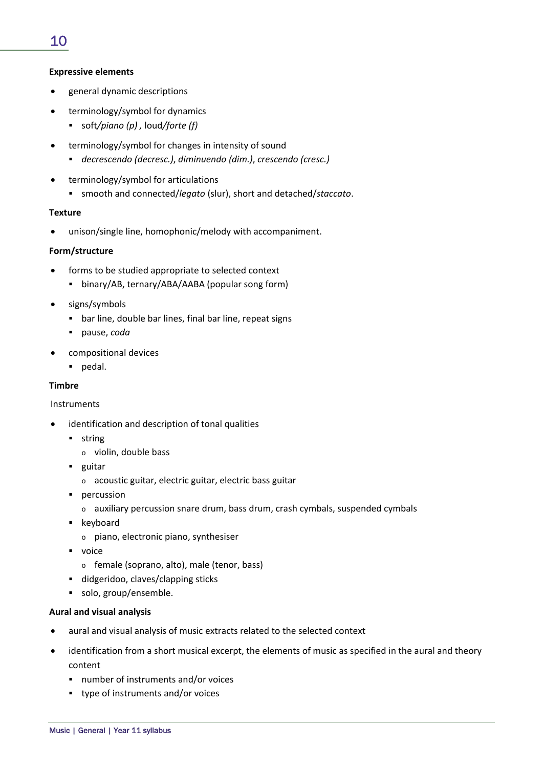**Expressive elements**

- general dynamic descriptions
- terminology/symbol for dynamics
  - soft/*piano (p)* , loud/*forte (f)*
- terminology/symbol for changes in intensity of sound
  - *decrescendo (decresc.)*, *diminuendo (dim.)*, *crescendo (cresc.)*
- terminology/symbol for articulations
  - smooth and connected/*legato* (slur), short and detached/*staccato*.

**Texture**

- unison/single line, homophonic/melody with accompaniment.

**Form/structure**

- forms to be studied appropriate to selected context
  - binary/AB, ternary/ABA/AABA (popular song form)
- signs/symbols
  - bar line, double bar lines, final bar line, repeat signs
  - pause, *coda*
- compositional devices
  - pedal.

**Timbre**

Instruments

- identification and description of tonal qualities
  - string
    - violin, double bass
  - guitar
    - acoustic guitar, electric guitar, electric bass guitar
  - percussion
    - auxiliary percussion snare drum, bass drum, crash cymbals, suspended cymbals
  - keyboard
    - piano, electronic piano, synthesiser
  - voice
    - female (soprano, alto), male (tenor, bass)
  - didgeridoo, claves/clapping sticks
  - solo, group/ensemble.

**Aural and visual analysis**

- aural and visual analysis of music extracts related to the selected context
- identification from a short musical excerpt, the elements of music as specified in the aural and theory content
  - number of instruments and/or voices
  - type of instruments and/or voices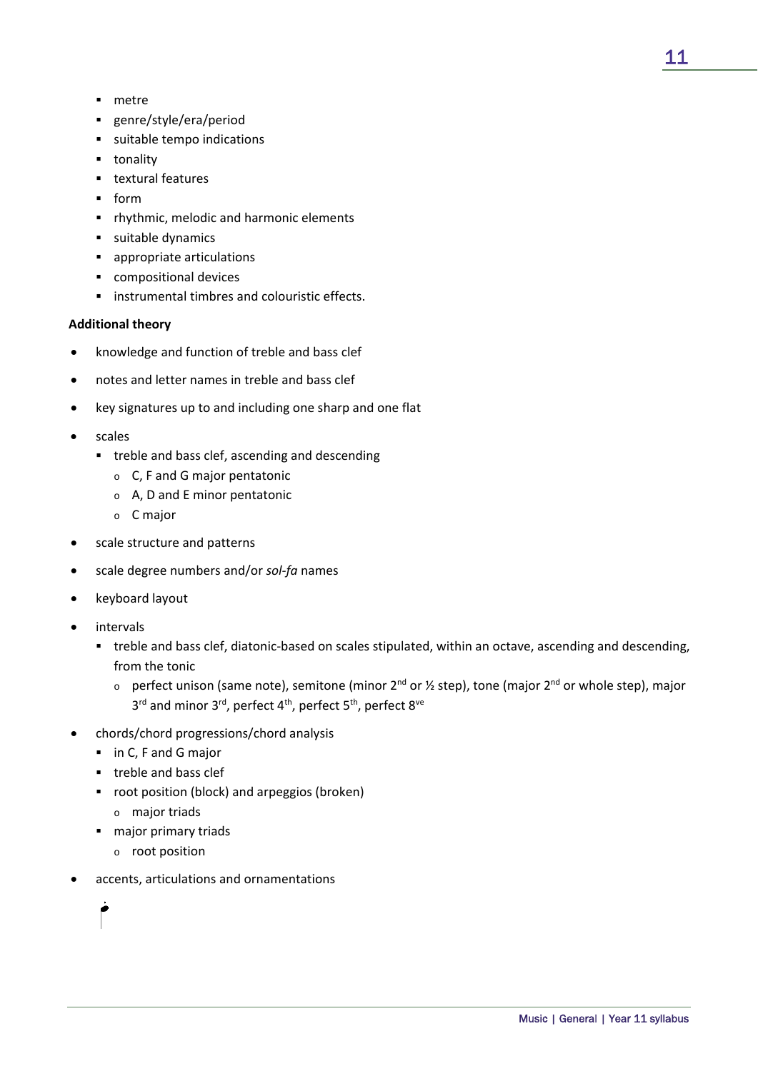- metre
  - genre/style/era/period
  - suitable tempo indications
  - tonality
  - textural features
  - form
  - rhythmic, melodic and harmonic elements
  - suitable dynamics
  - appropriate articulations
  - compositional devices
  - instrumental timbres and colouristic effects.

**Additional theory**

- knowledge and function of treble and bass clef
- notes and letter names in treble and bass clef
- key signatures up to and including one sharp and one flat
- scales
  - treble and bass clef, ascending and descending
    - C, F and G major pentatonic
    - A, D and E minor pentatonic
    - C major
- scale structure and patterns
- scale degree numbers and/or *sol-fa* names
- keyboard layout
- intervals
  - treble and bass clef, diatonic-based on scales stipulated, within an octave, ascending and descending, from the tonic
    - perfect unison (same note), semitone (minor 2nd or ½ step), tone (major 2nd or whole step), major 3rd and minor 3rd, perfect 4th, perfect 5th, perfect 8ve
- chords/chord progressions/chord analysis
  - in C, F and G major
  - treble and bass clef
  - root position (block) and arpeggios (broken)
    - major triads
  - major primary triads
    - root position
- accents, articulations and ornamentations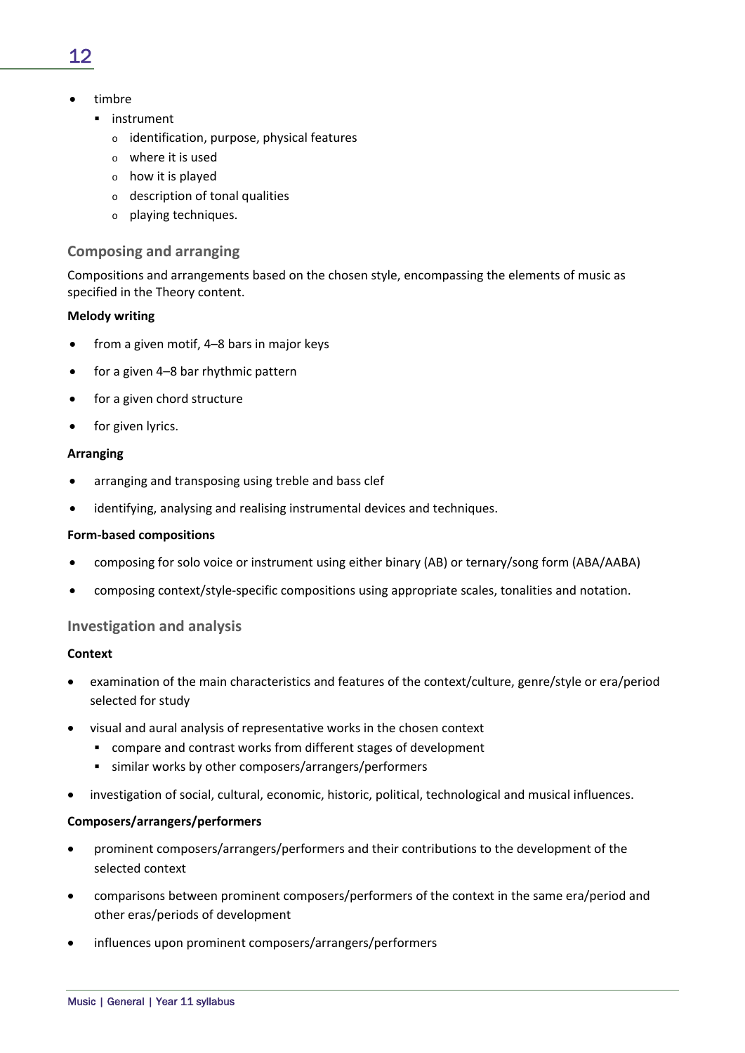- timbre
  - instrument
    - identification, purpose, physical features
    - where it is used
    - how it is played
    - description of tonal qualities
    - playing techniques.

### Composing and arranging

Compositions and arrangements based on the chosen style, encompassing the elements of music as specified in the Theory content.

**Melody writing**

- from a given motif, 4–8 bars in major keys
- for a given 4–8 bar rhythmic pattern
- for a given chord structure
- for given lyrics.

**Arranging**

- arranging and transposing using treble and bass clef
- identifying, analysing and realising instrumental devices and techniques.

**Form-based compositions**

- composing for solo voice or instrument using either binary (AB) or ternary/song form (ABA/AABA)
- composing context/style-specific compositions using appropriate scales, tonalities and notation.

### Investigation and analysis

**Context**

- examination of the main characteristics and features of the context/culture, genre/style or era/period selected for study
- visual and aural analysis of representative works in the chosen context
  - compare and contrast works from different stages of development
  - similar works by other composers/arrangers/performers
- investigation of social, cultural, economic, historic, political, technological and musical influences.

**Composers/arrangers/performers**

- prominent composers/arrangers/performers and their contributions to the development of the selected context
- comparisons between prominent composers/performers of the context in the same era/period and other eras/periods of development
- influences upon prominent composers/arrangers/performers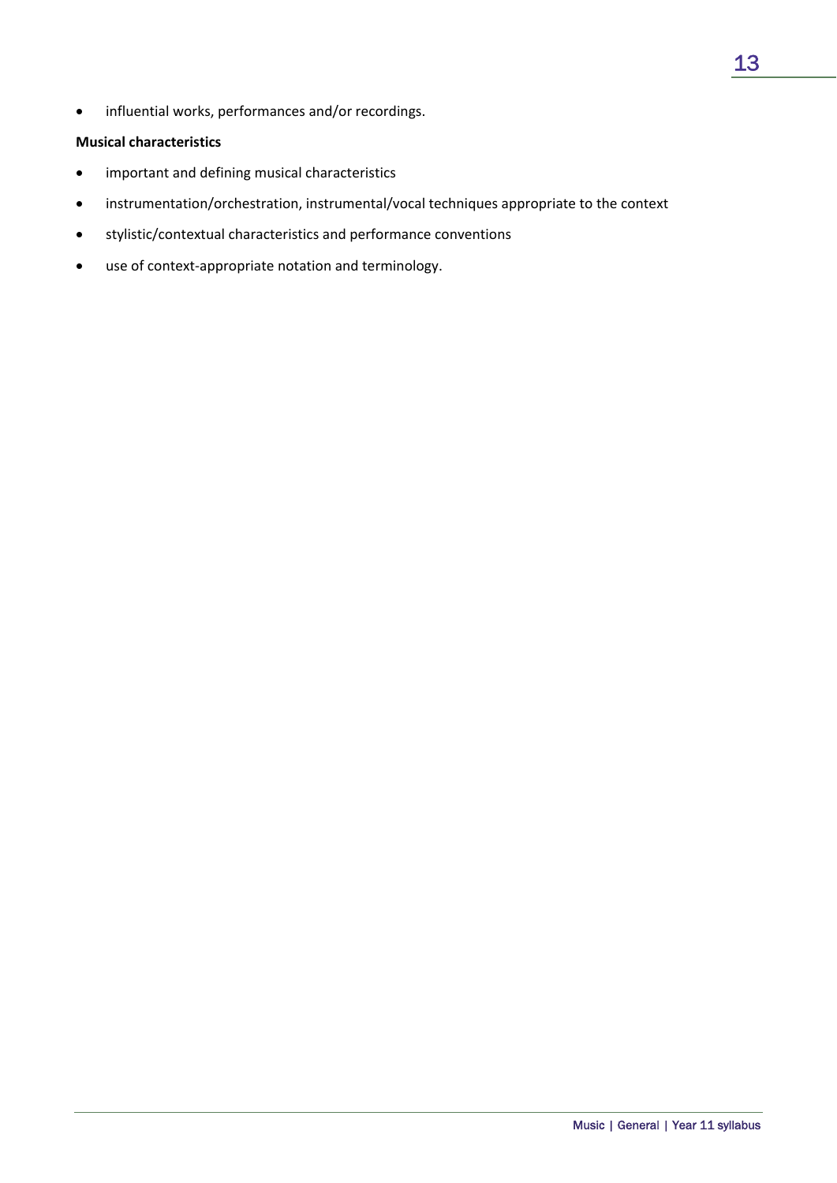- influential works, performances and/or recordings.

**Musical characteristics**

- important and defining musical characteristics
- instrumentation/orchestration, instrumental/vocal techniques appropriate to the context
- stylistic/contextual characteristics and performance conventions
- use of context-appropriate notation and terminology.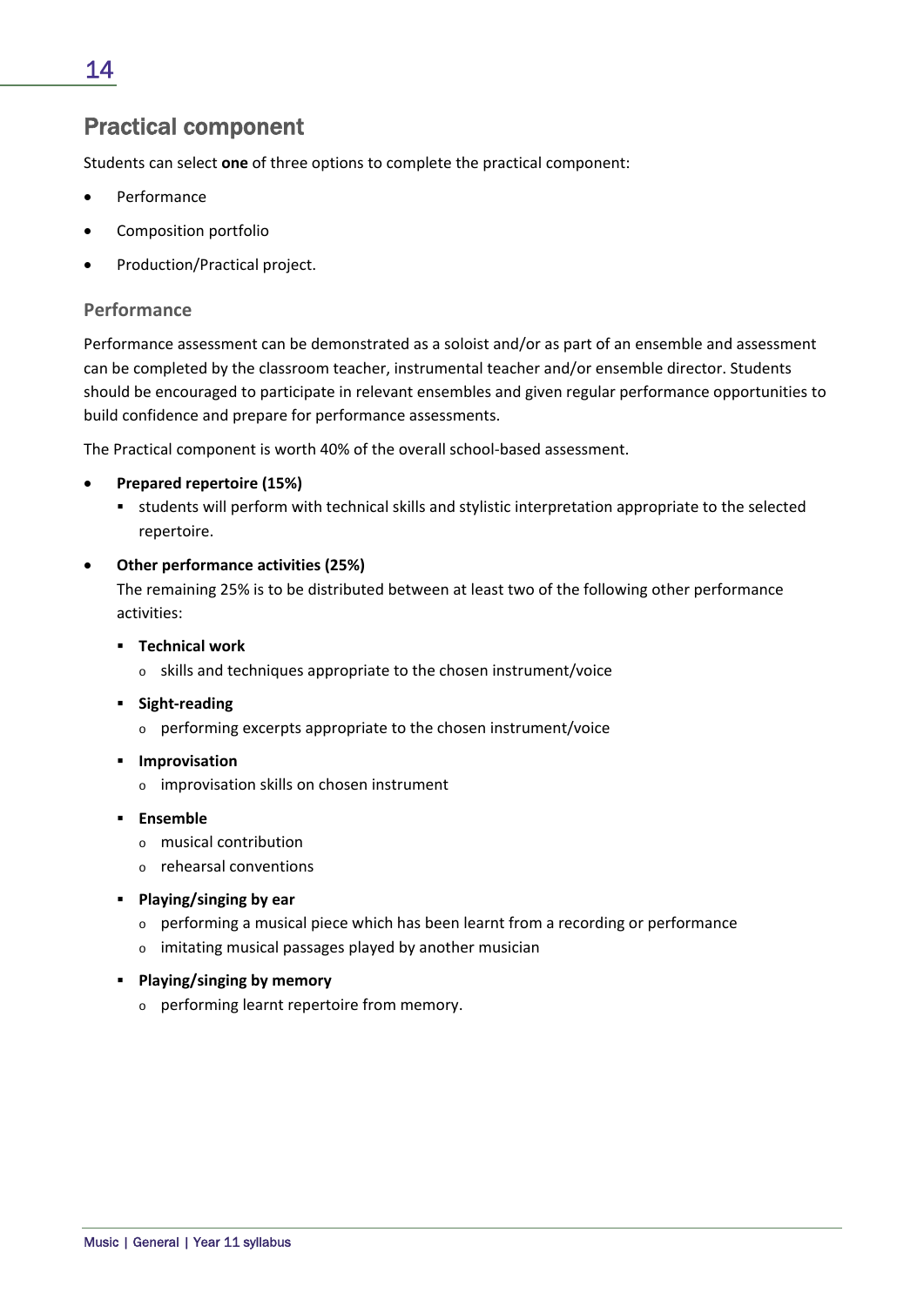## Practical component

Students can select **one** of three options to complete the practical component:

- Performance
- Composition portfolio
- Production/Practical project.

### Performance

Performance assessment can be demonstrated as a soloist and/or as part of an ensemble and assessment can be completed by the classroom teacher, instrumental teacher and/or ensemble director. Students should be encouraged to participate in relevant ensembles and given regular performance opportunities to build confidence and prepare for performance assessments.

The Practical component is worth 40% of the overall school-based assessment.

- **Prepared repertoire (15%)**
  - students will perform with technical skills and stylistic interpretation appropriate to the selected repertoire.
- **Other performance activities (25%)**
  The remaining 25% is to be distributed between at least two of the following other performance activities:
  - **Technical work**
    - skills and techniques appropriate to the chosen instrument/voice
  - **Sight-reading**
    - performing excerpts appropriate to the chosen instrument/voice
  - **Improvisation**
    - improvisation skills on chosen instrument
  - **Ensemble**
    - musical contribution
    - rehearsal conventions
  - **Playing/singing by ear**
    - performing a musical piece which has been learnt from a recording or performance
    - imitating musical passages played by another musician
  - **Playing/singing by memory**
    - performing learnt repertoire from memory.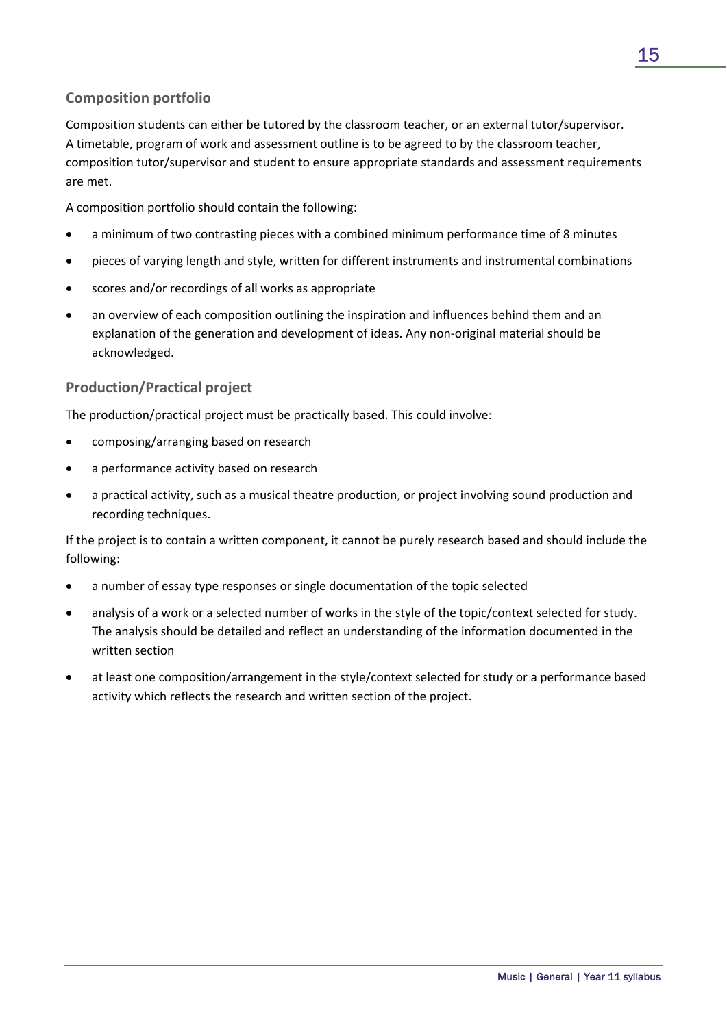### Composition portfolio

Composition students can either be tutored by the classroom teacher, or an external tutor/supervisor. A timetable, program of work and assessment outline is to be agreed to by the classroom teacher, composition tutor/supervisor and student to ensure appropriate standards and assessment requirements are met.

A composition portfolio should contain the following:

- a minimum of two contrasting pieces with a combined minimum performance time of 8 minutes
- pieces of varying length and style, written for different instruments and instrumental combinations
- scores and/or recordings of all works as appropriate
- an overview of each composition outlining the inspiration and influences behind them and an explanation of the generation and development of ideas. Any non-original material should be acknowledged.

### Production/Practical project

The production/practical project must be practically based. This could involve:

- composing/arranging based on research
- a performance activity based on research
- a practical activity, such as a musical theatre production, or project involving sound production and recording techniques.

If the project is to contain a written component, it cannot be purely research based and should include the following:

- a number of essay type responses or single documentation of the topic selected
- analysis of a work or a selected number of works in the style of the topic/context selected for study. The analysis should be detailed and reflect an understanding of the information documented in the written section
- at least one composition/arrangement in the style/context selected for study or a performance based activity which reflects the research and written section of the project.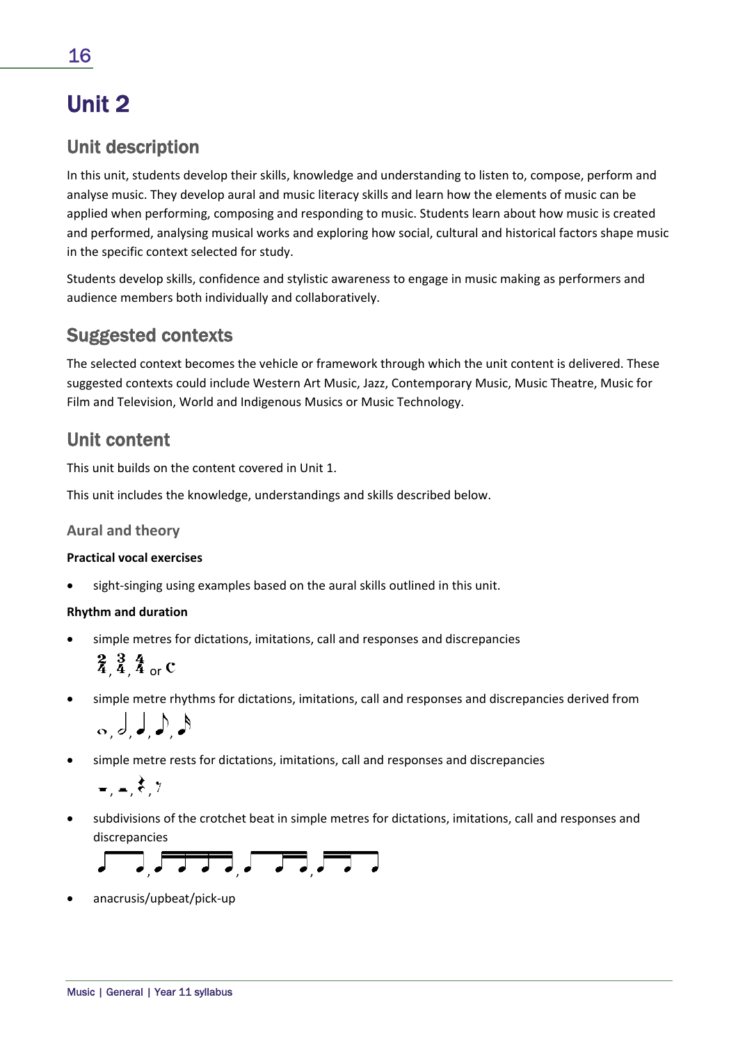# Unit 2

## Unit description

In this unit, students develop their skills, knowledge and understanding to listen to, compose, perform and analyse music. They develop aural and music literacy skills and learn how the elements of music can be applied when performing, composing and responding to music. Students learn about how music is created and performed, analysing musical works and exploring how social, cultural and historical factors shape music in the specific context selected for study.

Students develop skills, confidence and stylistic awareness to engage in music making as performers and audience members both individually and collaboratively.

## Suggested contexts

The selected context becomes the vehicle or framework through which the unit content is delivered. These suggested contexts could include Western Art Music, Jazz, Contemporary Music, Music Theatre, Music for Film and Television, World and Indigenous Musics or Music Technology.

## Unit content

This unit builds on the content covered in Unit 1.

This unit includes the knowledge, understandings and skills described below.

### Aural and theory

**Practical vocal exercises**

- sight-singing using examples based on the aural skills outlined in this unit.

**Rhythm and duration**

- simple metres for dictations, imitations, call and responses and discrepancies
  $\frac{2}{4}$, $\frac{3}{4}$, $\frac{4}{4}$ or C
- simple metre rhythms for dictations, imitations, call and responses and discrepancies derived from
  𝅝, 𝅗𝅥, 𝅘𝅥, 𝅘𝅥𝅮, 𝅘𝅥𝅯
- simple metre rests for dictations, imitations, call and responses and discrepancies
  𝄻, 𝄼, 𝄽, 𝄾
- subdivisions of the crotchet beat in simple metres for dictations, imitations, call and responses and discrepancies
  𝅘𝅥𝅮𝅘𝅥𝅮, 𝅘𝅥𝅯𝅘𝅥𝅯𝅘𝅥𝅯𝅘𝅥𝅯, 𝅘𝅥𝅮𝅘𝅥𝅯𝅘𝅥𝅯, 𝅘𝅥𝅯𝅘𝅥𝅯𝅘𝅥𝅮
- anacrusis/upbeat/pick-up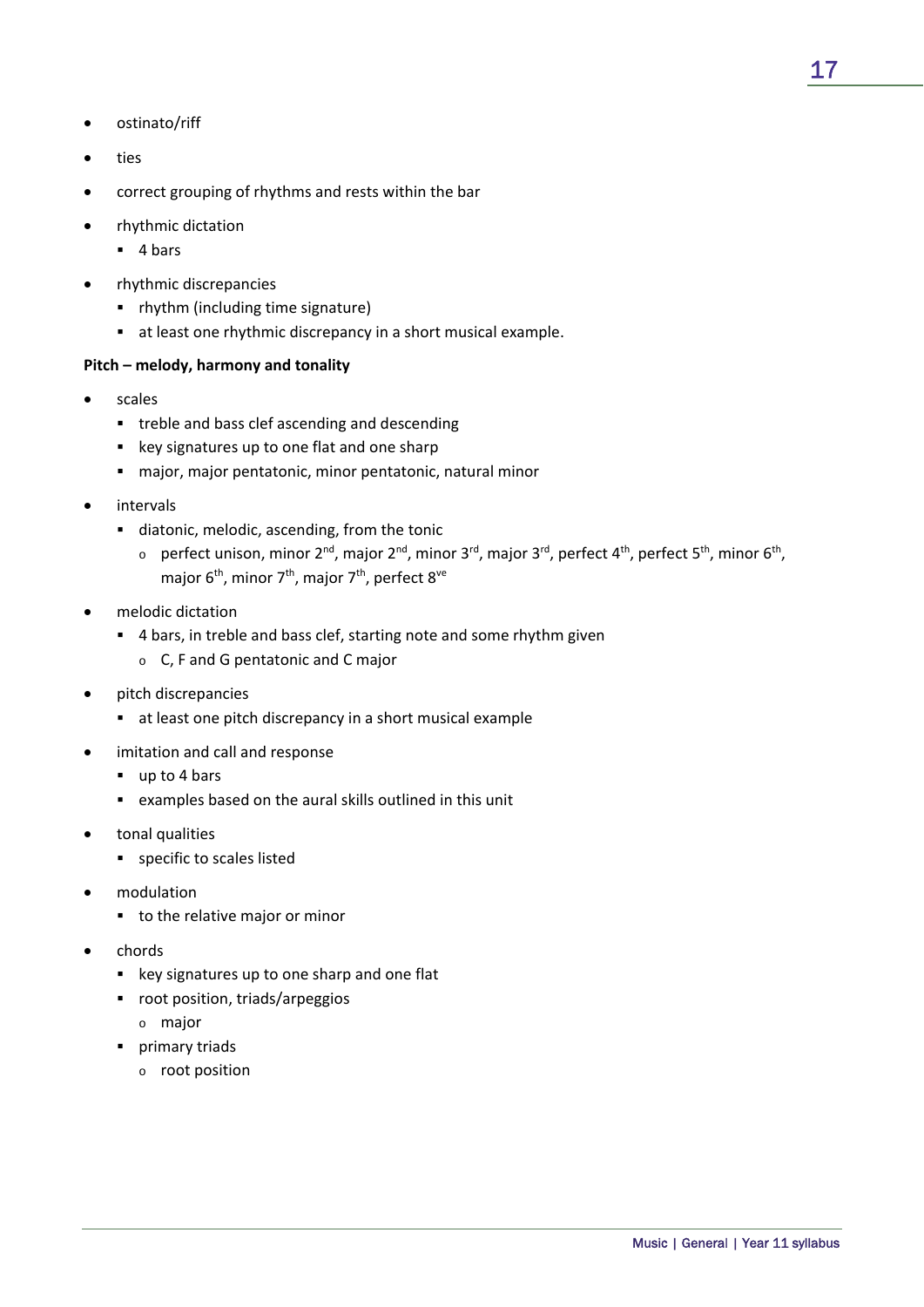- ostinato/riff
- ties
- correct grouping of rhythms and rests within the bar
- rhythmic dictation
  - 4 bars
- rhythmic discrepancies
  - rhythm (including time signature)
  - at least one rhythmic discrepancy in a short musical example.

**Pitch – melody, harmony and tonality**

- scales
  - treble and bass clef ascending and descending
  - key signatures up to one flat and one sharp
  - major, major pentatonic, minor pentatonic, natural minor
- intervals
  - diatonic, melodic, ascending, from the tonic
    - perfect unison, minor 2nd, major 2nd, minor 3rd, major 3rd, perfect 4th, perfect 5th, minor 6th, major 6th, minor 7th, major 7th, perfect 8ve
- melodic dictation
  - 4 bars, in treble and bass clef, starting note and some rhythm given
    - C, F and G pentatonic and C major
- pitch discrepancies
  - at least one pitch discrepancy in a short musical example
- imitation and call and response
  - up to 4 bars
  - examples based on the aural skills outlined in this unit
- tonal qualities
  - specific to scales listed
- modulation
  - to the relative major or minor
- chords
  - key signatures up to one sharp and one flat
  - root position, triads/arpeggios
    - major
  - primary triads
    - root position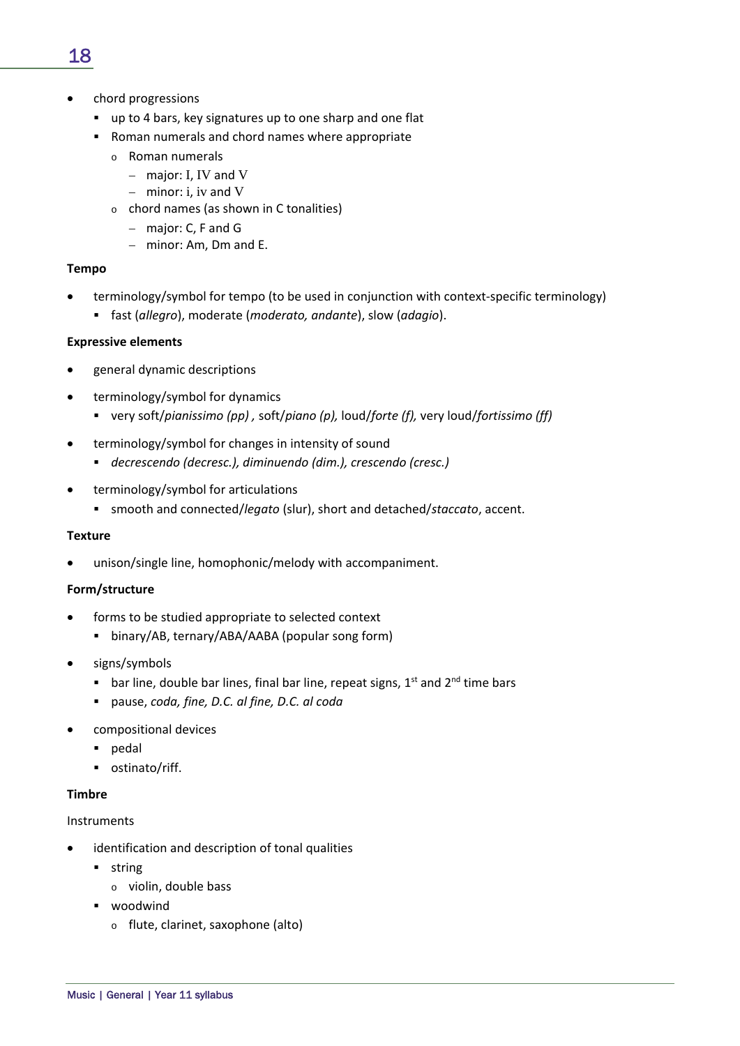- chord progressions
  - up to 4 bars, key signatures up to one sharp and one flat
  - Roman numerals and chord names where appropriate
    - Roman numerals
      - major: I, IV and V
      - minor: i, iv and V
    - chord names (as shown in C tonalities)
      - major: C, F and G
      - minor: Am, Dm and E.

**Tempo**

- terminology/symbol for tempo (to be used in conjunction with context-specific terminology)
  - fast (*allegro*), moderate (*moderato, andante*), slow (*adagio*).

**Expressive elements**

- general dynamic descriptions
- terminology/symbol for dynamics
  - very soft/*pianissimo (pp)* , soft/*piano (p),* loud/*forte (f),* very loud/*fortissimo (ff)*
- terminology/symbol for changes in intensity of sound
  - *decrescendo (decresc.), diminuendo (dim.), crescendo (cresc.)*
- terminology/symbol for articulations
  - smooth and connected/*legato* (slur), short and detached/*staccato*, accent.

**Texture**

- unison/single line, homophonic/melody with accompaniment.

**Form/structure**

- forms to be studied appropriate to selected context
  - binary/AB, ternary/ABA/AABA (popular song form)
- signs/symbols
  - bar line, double bar lines, final bar line, repeat signs, 1st and 2nd time bars
  - pause, *coda, fine, D.C. al fine, D.C. al coda*
- compositional devices
  - pedal
  - ostinato/riff.

**Timbre**

Instruments

- identification and description of tonal qualities
  - string
    - violin, double bass
  - woodwind
    - flute, clarinet, saxophone (alto)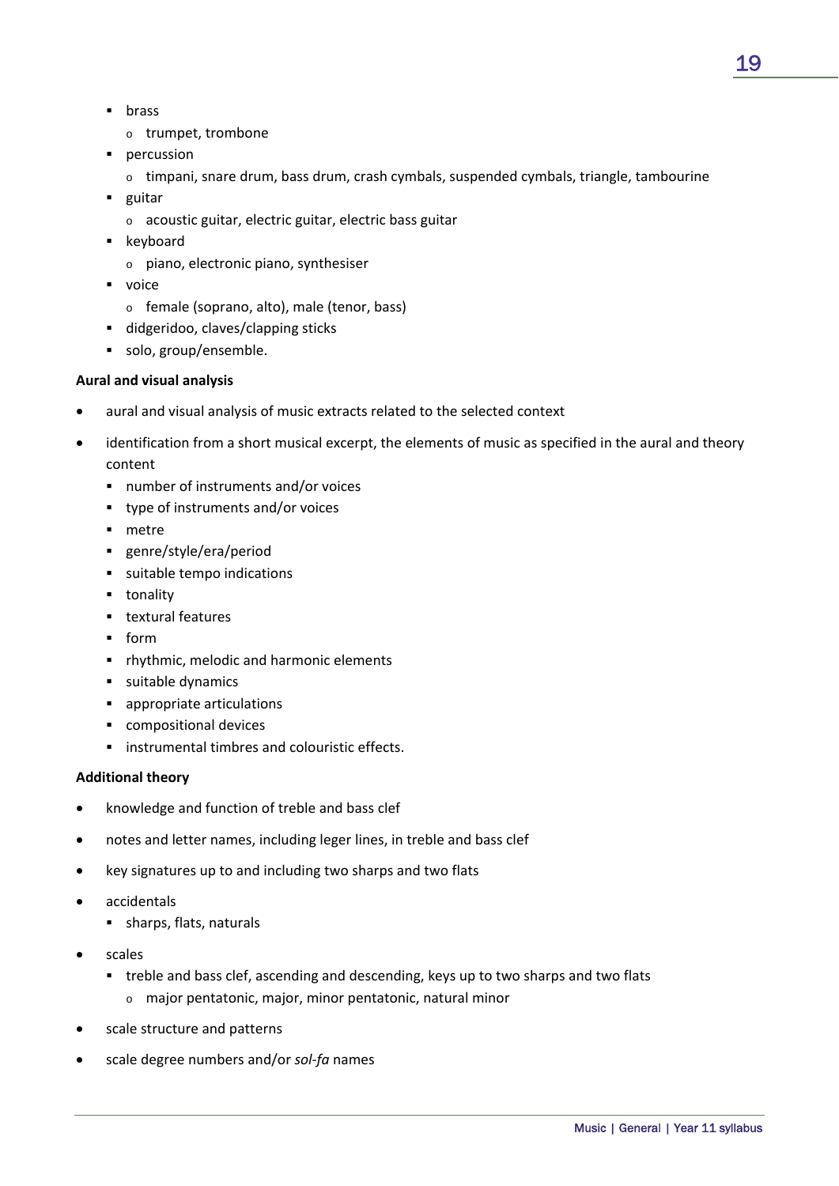- brass
  - trumpet, trombone
- percussion
  - timpani, snare drum, bass drum, crash cymbals, suspended cymbals, triangle, tambourine
- guitar
  - acoustic guitar, electric guitar, electric bass guitar
- keyboard
  - piano, electronic piano, synthesiser
- voice
  - female (soprano, alto), male (tenor, bass)
- didgeridoo, claves/clapping sticks
- solo, group/ensemble.

**Aural and visual analysis**

- aural and visual analysis of music extracts related to the selected context
- identification from a short musical excerpt, the elements of music as specified in the aural and theory content
  - number of instruments and/or voices
  - type of instruments and/or voices
  - metre
  - genre/style/era/period
  - suitable tempo indications
  - tonality
  - textural features
  - form
  - rhythmic, melodic and harmonic elements
  - suitable dynamics
  - appropriate articulations
  - compositional devices
  - instrumental timbres and colouristic effects.

**Additional theory**

- knowledge and function of treble and bass clef
- notes and letter names, including leger lines, in treble and bass clef
- key signatures up to and including two sharps and two flats
- accidentals
  - sharps, flats, naturals
- scales
  - treble and bass clef, ascending and descending, keys up to two sharps and two flats
    - major pentatonic, major, minor pentatonic, natural minor
- scale structure and patterns
- scale degree numbers and/or *sol-fa* names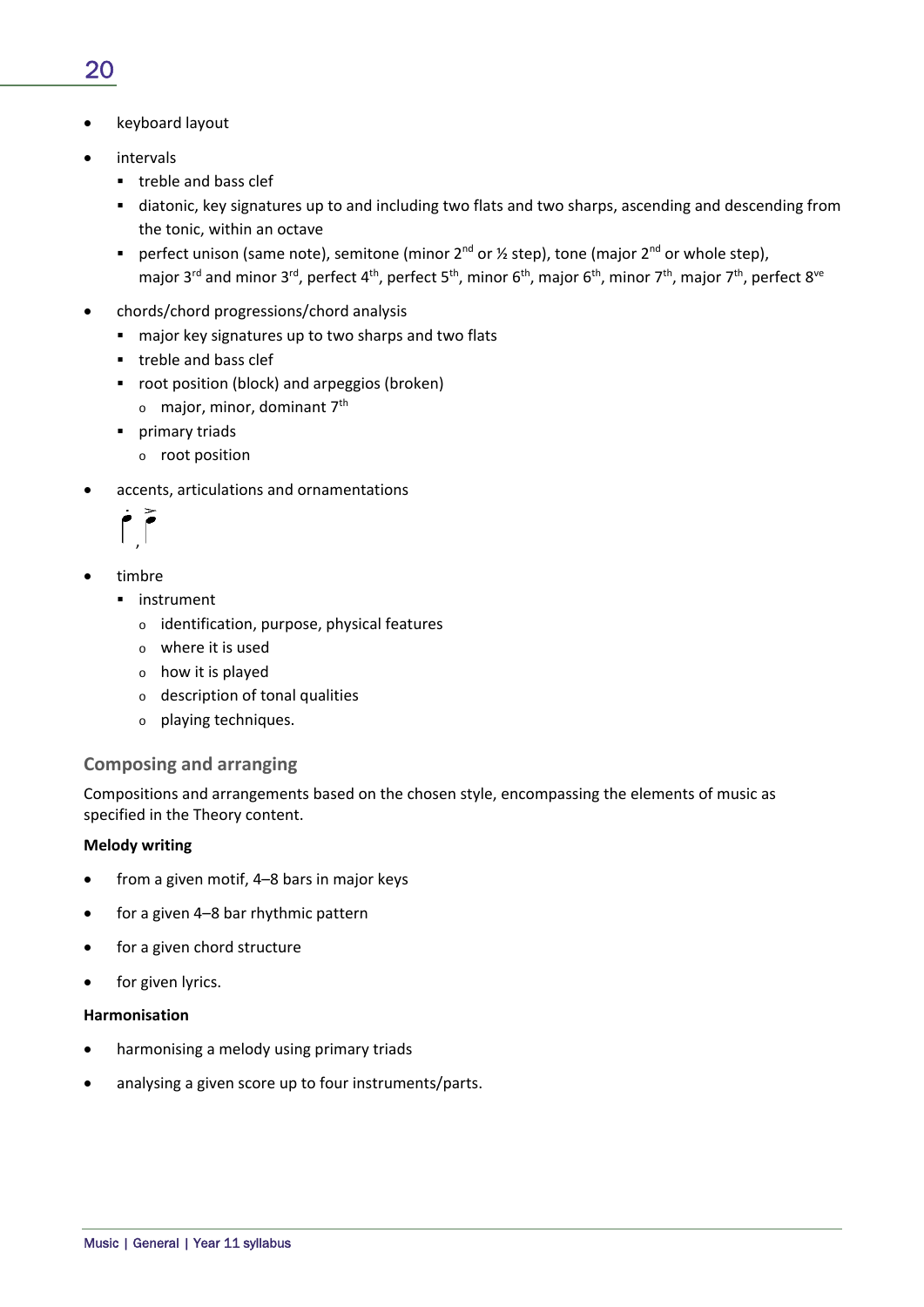- keyboard layout
- intervals
  - treble and bass clef
  - diatonic, key signatures up to and including two flats and two sharps, ascending and descending from the tonic, within an octave
  - perfect unison (same note), semitone (minor 2nd or ½ step), tone (major 2nd or whole step), major 3rd and minor 3rd, perfect 4th, perfect 5th, minor 6th, major 6th, minor 7th, major 7th, perfect 8ve
- chords/chord progressions/chord analysis
  - major key signatures up to two sharps and two flats
  - treble and bass clef
  - root position (block) and arpeggios (broken)
    - major, minor, dominant 7th
  - primary triads
    - root position
- accents, articulations and ornamentations
- timbre
  - instrument
    - identification, purpose, physical features
    - where it is used
    - how it is played
    - description of tonal qualities
    - playing techniques.

## Composing and arranging

Compositions and arrangements based on the chosen style, encompassing the elements of music as specified in the Theory content.

**Melody writing**

- from a given motif, 4–8 bars in major keys
- for a given 4–8 bar rhythmic pattern
- for a given chord structure
- for given lyrics.

**Harmonisation**

- harmonising a melody using primary triads
- analysing a given score up to four instruments/parts.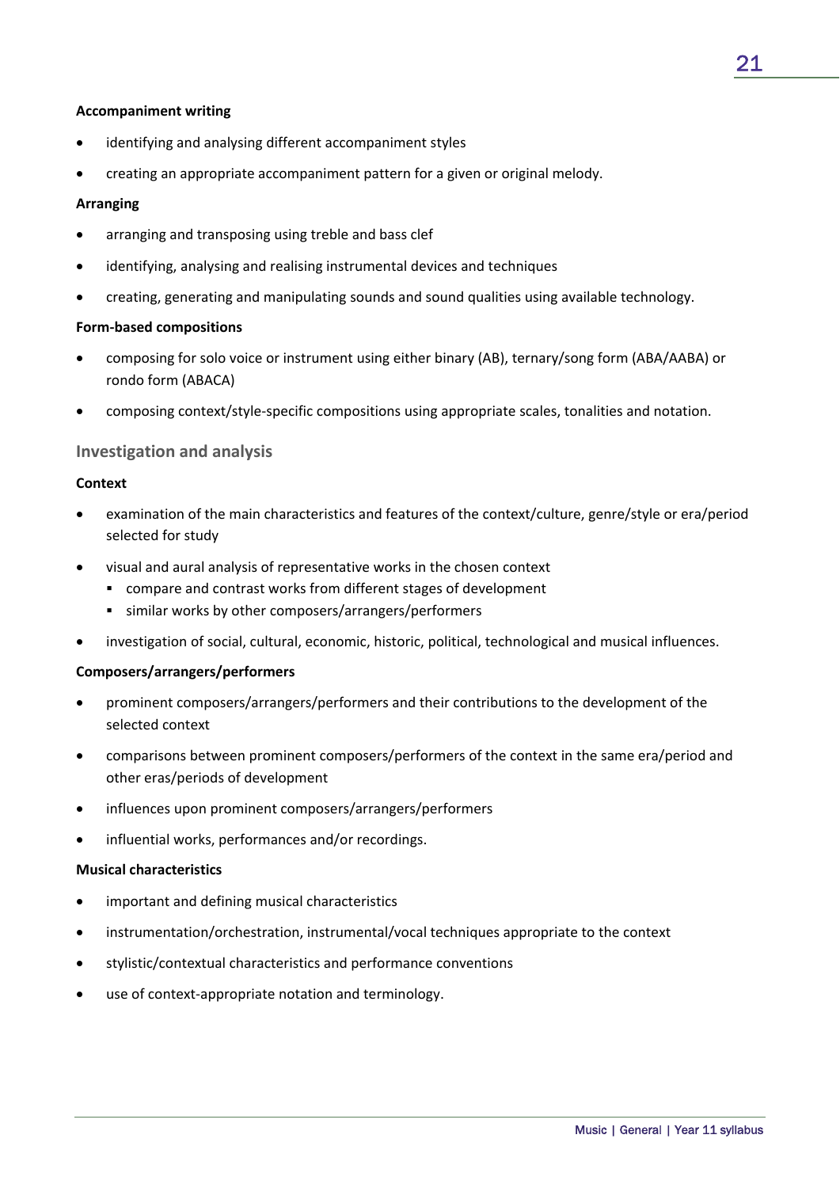**Accompaniment writing**

- identifying and analysing different accompaniment styles
- creating an appropriate accompaniment pattern for a given or original melody.

**Arranging**

- arranging and transposing using treble and bass clef
- identifying, analysing and realising instrumental devices and techniques
- creating, generating and manipulating sounds and sound qualities using available technology.

**Form-based compositions**

- composing for solo voice or instrument using either binary (AB), ternary/song form (ABA/AABA) or rondo form (ABACA)
- composing context/style-specific compositions using appropriate scales, tonalities and notation.

### Investigation and analysis

**Context**

- examination of the main characteristics and features of the context/culture, genre/style or era/period selected for study
- visual and aural analysis of representative works in the chosen context
  - compare and contrast works from different stages of development
  - similar works by other composers/arrangers/performers
- investigation of social, cultural, economic, historic, political, technological and musical influences.

**Composers/arrangers/performers**

- prominent composers/arrangers/performers and their contributions to the development of the selected context
- comparisons between prominent composers/performers of the context in the same era/period and other eras/periods of development
- influences upon prominent composers/arrangers/performers
- influential works, performances and/or recordings.

**Musical characteristics**

- important and defining musical characteristics
- instrumentation/orchestration, instrumental/vocal techniques appropriate to the context
- stylistic/contextual characteristics and performance conventions
- use of context-appropriate notation and terminology.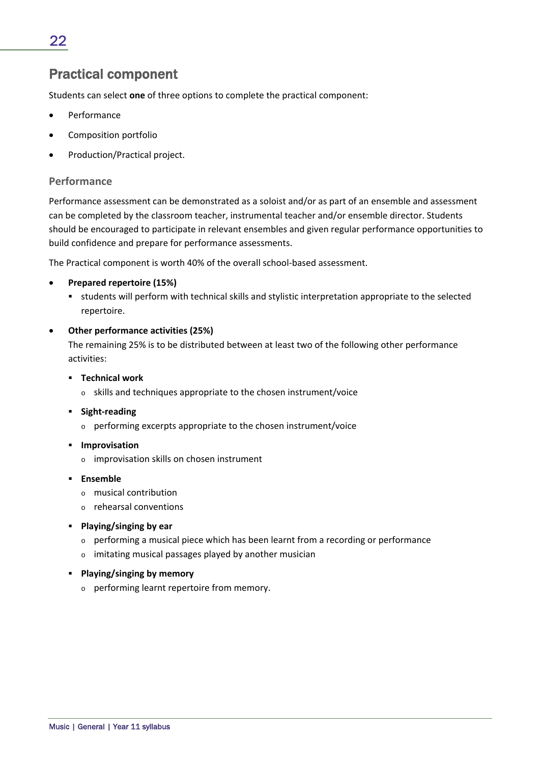## Practical component

Students can select **one** of three options to complete the practical component:

- Performance
- Composition portfolio
- Production/Practical project.

### Performance

Performance assessment can be demonstrated as a soloist and/or as part of an ensemble and assessment can be completed by the classroom teacher, instrumental teacher and/or ensemble director. Students should be encouraged to participate in relevant ensembles and given regular performance opportunities to build confidence and prepare for performance assessments.

The Practical component is worth 40% of the overall school-based assessment.

- **Prepared repertoire (15%)**
  - students will perform with technical skills and stylistic interpretation appropriate to the selected repertoire.
- **Other performance activities (25%)**
  The remaining 25% is to be distributed between at least two of the following other performance activities:
  - **Technical work**
    - skills and techniques appropriate to the chosen instrument/voice
  - **Sight-reading**
    - performing excerpts appropriate to the chosen instrument/voice
  - **Improvisation**
    - improvisation skills on chosen instrument
  - **Ensemble**
    - musical contribution
    - rehearsal conventions
  - **Playing/singing by ear**
    - performing a musical piece which has been learnt from a recording or performance
    - imitating musical passages played by another musician
  - **Playing/singing by memory**
    - performing learnt repertoire from memory.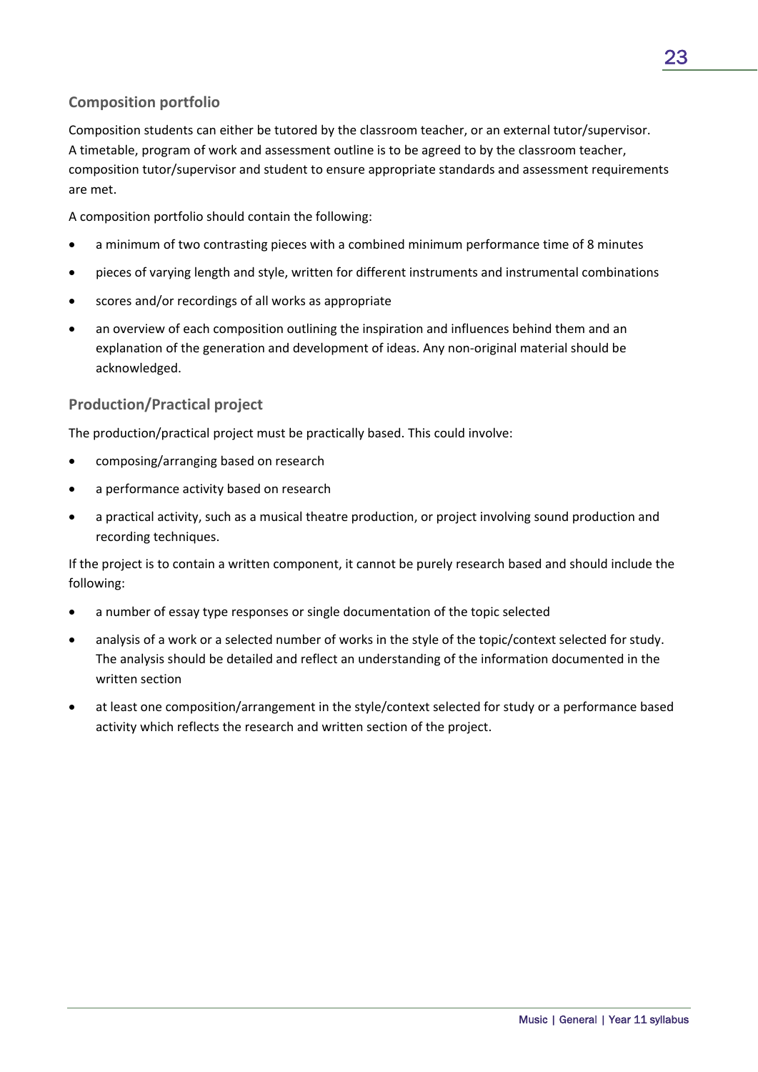### Composition portfolio

Composition students can either be tutored by the classroom teacher, or an external tutor/supervisor. A timetable, program of work and assessment outline is to be agreed to by the classroom teacher, composition tutor/supervisor and student to ensure appropriate standards and assessment requirements are met.

A composition portfolio should contain the following:

- a minimum of two contrasting pieces with a combined minimum performance time of 8 minutes
- pieces of varying length and style, written for different instruments and instrumental combinations
- scores and/or recordings of all works as appropriate
- an overview of each composition outlining the inspiration and influences behind them and an explanation of the generation and development of ideas. Any non-original material should be acknowledged.

### Production/Practical project

The production/practical project must be practically based. This could involve:

- composing/arranging based on research
- a performance activity based on research
- a practical activity, such as a musical theatre production, or project involving sound production and recording techniques.

If the project is to contain a written component, it cannot be purely research based and should include the following:

- a number of essay type responses or single documentation of the topic selected
- analysis of a work or a selected number of works in the style of the topic/context selected for study. The analysis should be detailed and reflect an understanding of the information documented in the written section
- at least one composition/arrangement in the style/context selected for study or a performance based activity which reflects the research and written section of the project.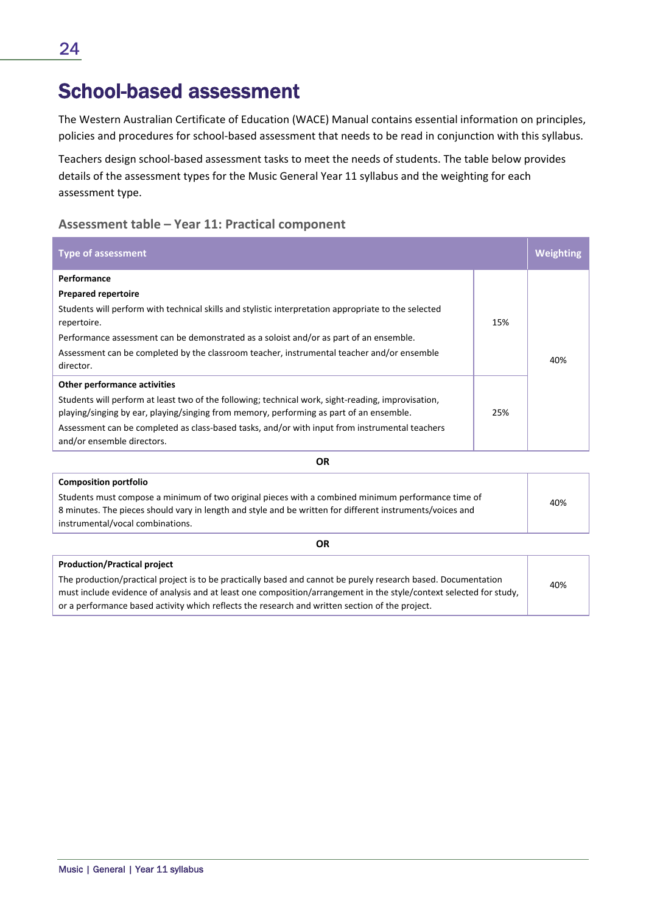# School-based assessment

The Western Australian Certificate of Education (WACE) Manual contains essential information on principles, policies and procedures for school-based assessment that needs to be read in conjunction with this syllabus.

Teachers design school-based assessment tasks to meet the needs of students. The table below provides details of the assessment types for the Music General Year 11 syllabus and the weighting for each assessment type.

### Assessment table – Year 11: Practical component

| Type of assessment | | Weighting |
|---|---|---|
| **Performance**<br>**Prepared repertoire**<br>Students will perform with technical skills and stylistic interpretation appropriate to the selected repertoire.<br>Performance assessment can be demonstrated as a soloist and/or as part of an ensemble.<br>Assessment can be completed by the classroom teacher, instrumental teacher and/or ensemble director. | 15% | 40% |
| **Other performance activities**<br>Students will perform at least two of the following; technical work, sight-reading, improvisation, playing/singing by ear, playing/singing from memory, performing as part of an ensemble.<br>Assessment can be completed as class-based tasks, and/or with input from instrumental teachers and/or ensemble directors. | 25% | |

**OR**

| | |
|---|---|
| **Composition portfolio**<br>Students must compose a minimum of two original pieces with a combined minimum performance time of 8 minutes. The pieces should vary in length and style and be written for different instruments/voices and instrumental/vocal combinations. | 40% |

**OR**

| | |
|---|---|
| **Production/Practical project**<br>The production/practical project is to be practically based and cannot be purely research based. Documentation must include evidence of analysis and at least one composition/arrangement in the style/context selected for study, or a performance based activity which reflects the research and written section of the project. | 40% |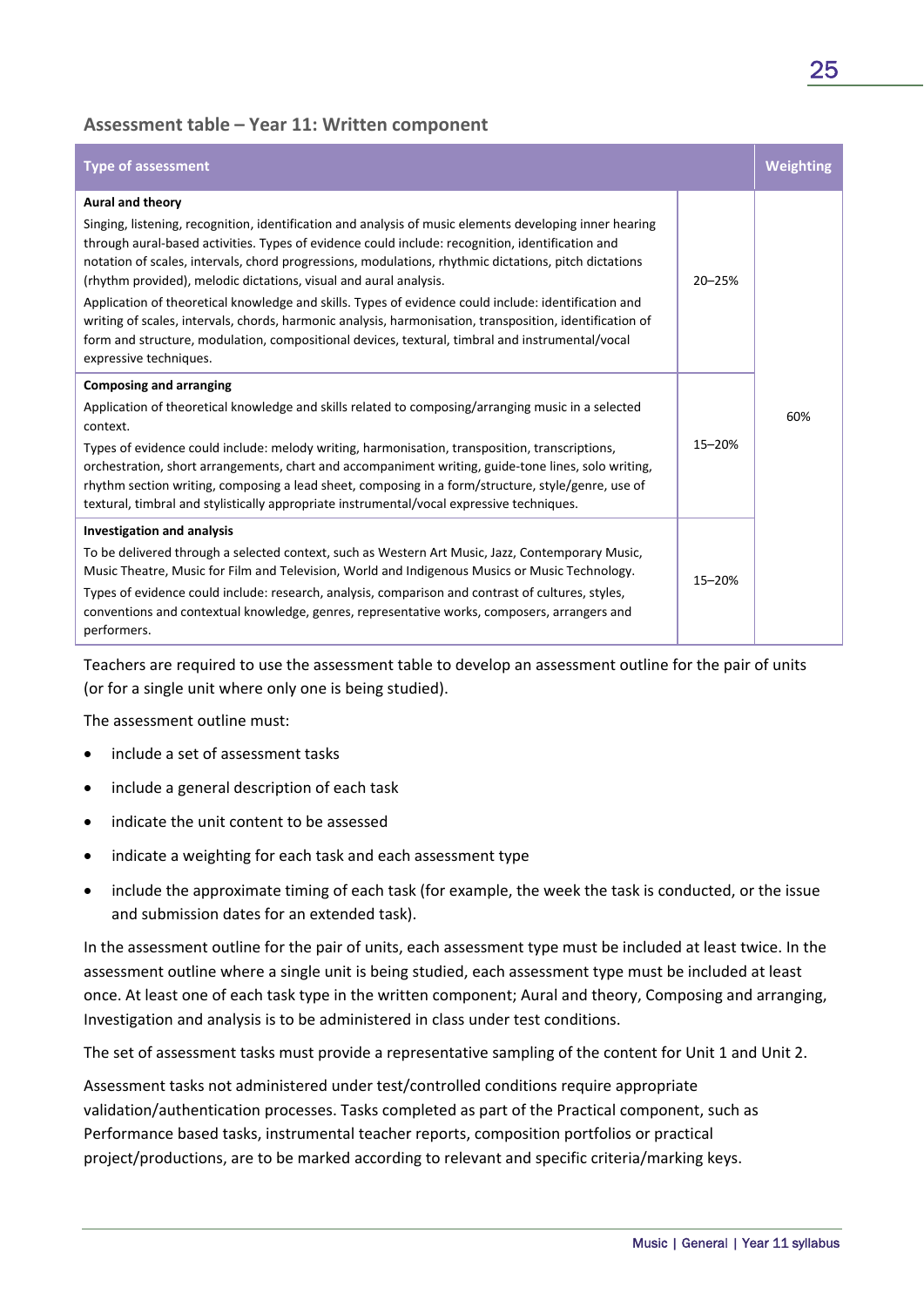### Assessment table – Year 11: Written component

| Type of assessment | | Weighting |
|---|---|---|
| **Aural and theory**<br>Singing, listening, recognition, identification and analysis of music elements developing inner hearing through aural-based activities. Types of evidence could include: recognition, identification and notation of scales, intervals, chord progressions, modulations, rhythmic dictations, pitch dictations (rhythm provided), melodic dictations, visual and aural analysis.<br>Application of theoretical knowledge and skills. Types of evidence could include: identification and writing of scales, intervals, chords, harmonic analysis, harmonisation, transposition, identification of form and structure, modulation, compositional devices, textural, timbral and instrumental/vocal expressive techniques. | 20–25% | 60% |
| **Composing and arranging**<br>Application of theoretical knowledge and skills related to composing/arranging music in a selected context.<br>Types of evidence could include: melody writing, harmonisation, transposition, transcriptions, orchestration, short arrangements, chart and accompaniment writing, guide-tone lines, solo writing, rhythm section writing, composing a lead sheet, composing in a form/structure, style/genre, use of textural, timbral and stylistically appropriate instrumental/vocal expressive techniques. | 15–20% | |
| **Investigation and analysis**<br>To be delivered through a selected context, such as Western Art Music, Jazz, Contemporary Music, Music Theatre, Music for Film and Television, World and Indigenous Musics or Music Technology.<br>Types of evidence could include: research, analysis, comparison and contrast of cultures, styles, conventions and contextual knowledge, genres, representative works, composers, arrangers and performers. | 15–20% | |

Teachers are required to use the assessment table to develop an assessment outline for the pair of units (or for a single unit where only one is being studied).

The assessment outline must:

- include a set of assessment tasks
- include a general description of each task
- indicate the unit content to be assessed
- indicate a weighting for each task and each assessment type
- include the approximate timing of each task (for example, the week the task is conducted, or the issue and submission dates for an extended task).

In the assessment outline for the pair of units, each assessment type must be included at least twice. In the assessment outline where a single unit is being studied, each assessment type must be included at least once. At least one of each task type in the written component; Aural and theory, Composing and arranging, Investigation and analysis is to be administered in class under test conditions.

The set of assessment tasks must provide a representative sampling of the content for Unit 1 and Unit 2.

Assessment tasks not administered under test/controlled conditions require appropriate validation/authentication processes. Tasks completed as part of the Practical component, such as Performance based tasks, instrumental teacher reports, composition portfolios or practical project/productions, are to be marked according to relevant and specific criteria/marking keys.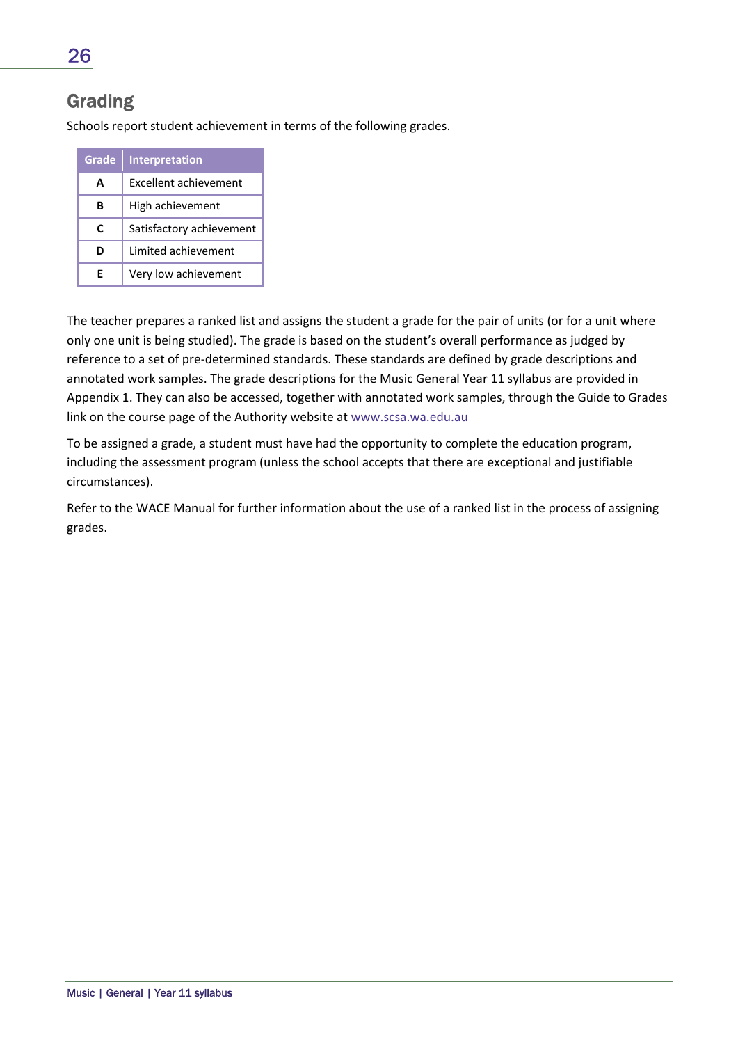## Grading

Schools report student achievement in terms of the following grades.

| Grade | Interpretation |
|---|---|
| A | Excellent achievement |
| B | High achievement |
| C | Satisfactory achievement |
| D | Limited achievement |
| E | Very low achievement |

The teacher prepares a ranked list and assigns the student a grade for the pair of units (or for a unit where only one unit is being studied). The grade is based on the student's overall performance as judged by reference to a set of pre-determined standards. These standards are defined by grade descriptions and annotated work samples. The grade descriptions for the Music General Year 11 syllabus are provided in Appendix 1. They can also be accessed, together with annotated work samples, through the Guide to Grades link on the course page of the Authority website at www.scsa.wa.edu.au

To be assigned a grade, a student must have had the opportunity to complete the education program, including the assessment program (unless the school accepts that there are exceptional and justifiable circumstances).

Refer to the WACE Manual for further information about the use of a ranked list in the process of assigning grades.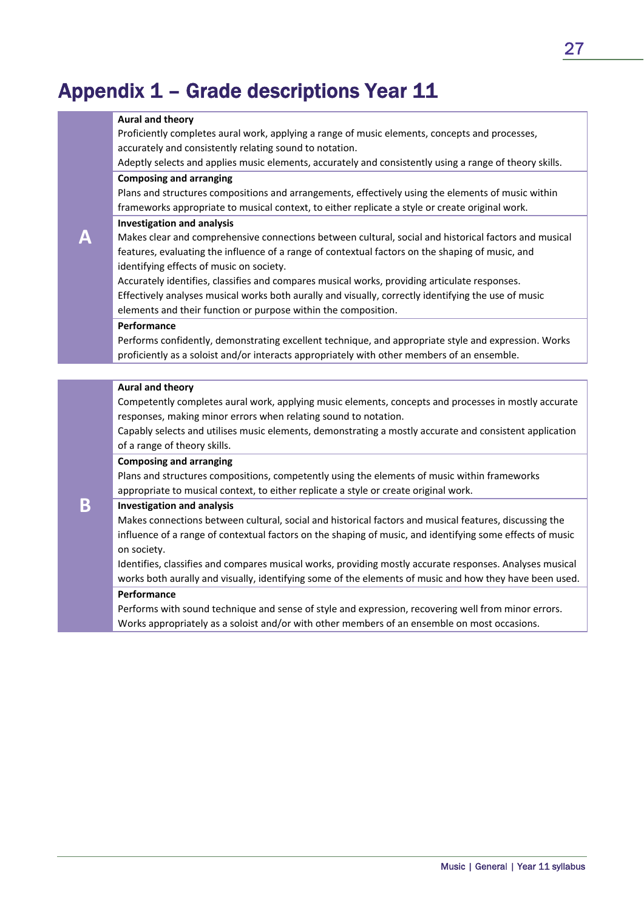# Appendix 1 – Grade descriptions Year 11

| Grade | Description |
|---|---|
| **A** | **Aural and theory**<br>Proficiently completes aural work, applying a range of music elements, concepts and processes, accurately and consistently relating sound to notation.<br>Adeptly selects and applies music elements, accurately and consistently using a range of theory skills.<br>**Composing and arranging**<br>Plans and structures compositions and arrangements, effectively using the elements of music within frameworks appropriate to musical context, to either replicate a style or create original work.<br>**Investigation and analysis**<br>Makes clear and comprehensive connections between cultural, social and historical factors and musical features, evaluating the influence of a range of contextual factors on the shaping of music, and identifying effects of music on society.<br>Accurately identifies, classifies and compares musical works, providing articulate responses.<br>Effectively analyses musical works both aurally and visually, correctly identifying the use of music elements and their function or purpose within the composition.<br>**Performance**<br>Performs confidently, demonstrating excellent technique, and appropriate style and expression. Works proficiently as a soloist and/or interacts appropriately with other members of an ensemble. |
| **B** | **Aural and theory**<br>Competently completes aural work, applying music elements, concepts and processes in mostly accurate responses, making minor errors when relating sound to notation.<br>Capably selects and utilises music elements, demonstrating a mostly accurate and consistent application of a range of theory skills.<br>**Composing and arranging**<br>Plans and structures compositions, competently using the elements of music within frameworks appropriate to musical context, to either replicate a style or create original work.<br>**Investigation and analysis**<br>Makes connections between cultural, social and historical factors and musical features, discussing the influence of a range of contextual factors on the shaping of music, and identifying some effects of music on society.<br>Identifies, classifies and compares musical works, providing mostly accurate responses. Analyses musical works both aurally and visually, identifying some of the elements of music and how they have been used.<br>**Performance**<br>Performs with sound technique and sense of style and expression, recovering well from minor errors. Works appropriately as a soloist and/or with other members of an ensemble on most occasions. |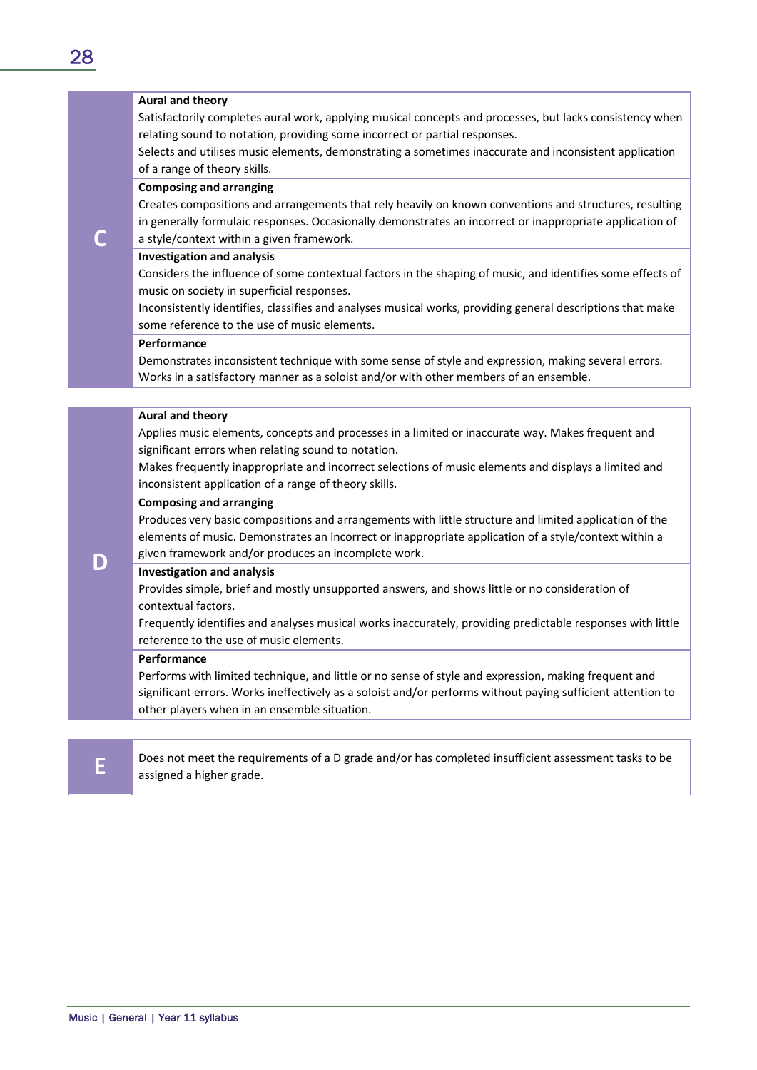| | |
|---|---|
| **C** | **Aural and theory**<br>Satisfactorily completes aural work, applying musical concepts and processes, but lacks consistency when relating sound to notation, providing some incorrect or partial responses.<br>Selects and utilises music elements, demonstrating a sometimes inaccurate and inconsistent application of a range of theory skills.<br>**Composing and arranging**<br>Creates compositions and arrangements that rely heavily on known conventions and structures, resulting in generally formulaic responses. Occasionally demonstrates an incorrect or inappropriate application of a style/context within a given framework.<br>**Investigation and analysis**<br>Considers the influence of some contextual factors in the shaping of music, and identifies some effects of music on society in superficial responses.<br>Inconsistently identifies, classifies and analyses musical works, providing general descriptions that make some reference to the use of music elements.<br>**Performance**<br>Demonstrates inconsistent technique with some sense of style and expression, making several errors. Works in a satisfactory manner as a soloist and/or with other members of an ensemble. |
| **D** | **Aural and theory**<br>Applies music elements, concepts and processes in a limited or inaccurate way. Makes frequent and significant errors when relating sound to notation.<br>Makes frequently inappropriate and incorrect selections of music elements and displays a limited and inconsistent application of a range of theory skills.<br>**Composing and arranging**<br>Produces very basic compositions and arrangements with little structure and limited application of the elements of music. Demonstrates an incorrect or inappropriate application of a style/context within a given framework and/or produces an incomplete work.<br>**Investigation and analysis**<br>Provides simple, brief and mostly unsupported answers, and shows little or no consideration of contextual factors.<br>Frequently identifies and analyses musical works inaccurately, providing predictable responses with little reference to the use of music elements.<br>**Performance**<br>Performs with limited technique, and little or no sense of style and expression, making frequent and significant errors. Works ineffectively as a soloist and/or performs without paying sufficient attention to other players when in an ensemble situation. |
| **E** | Does not meet the requirements of a D grade and/or has completed insufficient assessment tasks to be assigned a higher grade. |